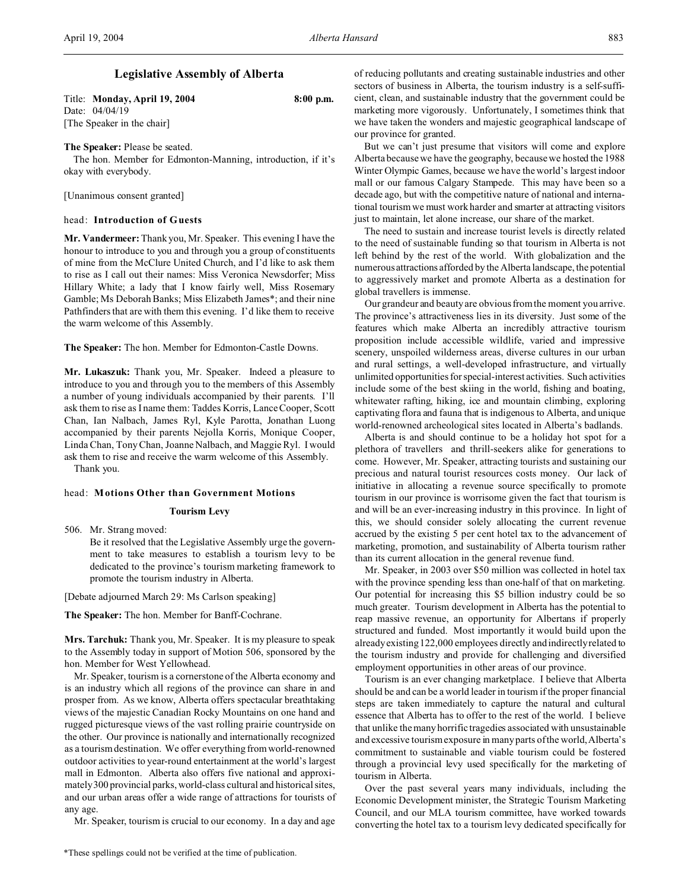# Legislative Assembly of Alberta

Title: **Monday, April 19, 2004** 8:00 p.m.
Date: 04/04/19
[The Speaker in the chair]

**The Speaker:** Please be seated.

The hon. Member for Edmonton-Manning, introduction, if it's okay with everybody.

[Unanimous consent granted]

head: **Introduction of Guests**

**Mr. Vandermeer:** Thank you, Mr. Speaker. This evening I have the honour to introduce to you and through you a group of constituents of mine from the McClure United Church, and I'd like to ask them to rise as I call out their names: Miss Veronica Newsdorfer; Miss Hillary White; a lady that I know fairly well, Miss Rosemary Gamble; Ms Deborah Banks; Miss Elizabeth James*; and their nine Pathfinders that are with them this evening. I'd like them to receive the warm welcome of this Assembly.

**The Speaker:** The hon. Member for Edmonton-Castle Downs.

**Mr. Lukaszuk:** Thank you, Mr. Speaker. Indeed a pleasure to introduce to you and through you to the members of this Assembly a number of young individuals accompanied by their parents. I'll ask them to rise as I name them: Taddes Korris, Lance Cooper, Scott Chan, Ian Nalbach, James Ryl, Kyle Parotta, Jonathan Luong accompanied by their parents Nejolla Korris, Monique Cooper, Linda Chan, Tony Chan, Joanne Nalbach, and Maggie Ryl. I would ask them to rise and receive the warm welcome of this Assembly.

Thank you.

head: **Motions Other than Government Motions**

### Tourism Levy

506. Mr. Strang moved:

Be it resolved that the Legislative Assembly urge the government to take measures to establish a tourism levy to be dedicated to the province's tourism marketing framework to promote the tourism industry in Alberta.

[Debate adjourned March 29: Ms Carlson speaking]

**The Speaker:** The hon. Member for Banff-Cochrane.

**Mrs. Tarchuk:** Thank you, Mr. Speaker. It is my pleasure to speak to the Assembly today in support of Motion 506, sponsored by the hon. Member for West Yellowhead.

Mr. Speaker, tourism is a cornerstone of the Alberta economy and is an industry which all regions of the province can share in and prosper from. As we know, Alberta offers spectacular breathtaking views of the majestic Canadian Rocky Mountains on one hand and rugged picturesque views of the vast rolling prairie countryside on the other. Our province is nationally and internationally recognized as a tourism destination. We offer everything from world-renowned outdoor activities to year-round entertainment at the world's largest mall in Edmonton. Alberta also offers five national and approximately 300 provincial parks, world-class cultural and historical sites, and our urban areas offer a wide range of attractions for tourists of any age.

Mr. Speaker, tourism is crucial to our economy. In a day and age of reducing pollutants and creating sustainable industries and other sectors of business in Alberta, the tourism industry is a self-sufficient, clean, and sustainable industry that the government could be marketing more vigorously. Unfortunately, I sometimes think that we have taken the wonders and majestic geographical landscape of our province for granted.

But we can't just presume that visitors will come and explore Alberta because we have the geography, because we hosted the 1988 Winter Olympic Games, because we have the world's largest indoor mall or our famous Calgary Stampede. This may have been so a decade ago, but with the competitive nature of national and international tourism we must work harder and smarter at attracting visitors just to maintain, let alone increase, our share of the market.

The need to sustain and increase tourist levels is directly related to the need of sustainable funding so that tourism in Alberta is not left behind by the rest of the world. With globalization and the numerous attractions afforded by the Alberta landscape, the potential to aggressively market and promote Alberta as a destination for global travellers is immense.

Our grandeur and beauty are obvious from the moment you arrive. The province's attractiveness lies in its diversity. Just some of the features which make Alberta an incredibly attractive tourism proposition include accessible wildlife, varied and impressive scenery, unspoiled wilderness areas, diverse cultures in our urban and rural settings, a well-developed infrastructure, and virtually unlimited opportunities for special-interest activities. Such activities include some of the best skiing in the world, fishing and boating, whitewater rafting, hiking, ice and mountain climbing, exploring captivating flora and fauna that is indigenous to Alberta, and unique world-renowned archeological sites located in Alberta's badlands.

Alberta is and should continue to be a holiday hot spot for a plethora of travellers and thrill-seekers alike for generations to come. However, Mr. Speaker, attracting tourists and sustaining our precious and natural tourist resources costs money. Our lack of initiative in allocating a revenue source specifically to promote tourism in our province is worrisome given the fact that tourism is and will be an ever-increasing industry in this province. In light of this, we should consider solely allocating the current revenue accrued by the existing 5 per cent hotel tax to the advancement of marketing, promotion, and sustainability of Alberta tourism rather than its current allocation in the general revenue fund.

Mr. Speaker, in 2003 over $50 million was collected in hotel tax with the province spending less than one-half of that on marketing. Our potential for increasing this $5 billion industry could be so much greater. Tourism development in Alberta has the potential to reap massive revenue, an opportunity for Albertans if properly structured and funded. Most importantly it would build upon the already existing 122,000 employees directly and indirectly related to the tourism industry and provide for challenging and diversified employment opportunities in other areas of our province.

Tourism is an ever changing marketplace. I believe that Alberta should be and can be a world leader in tourism if the proper financial steps are taken immediately to capture the natural and cultural essence that Alberta has to offer to the rest of the world. I believe that unlike the many horrific tragedies associated with unsustainable and excessive tourism exposure in many parts of the world, Alberta's commitment to sustainable and viable tourism could be fostered through a provincial levy used specifically for the marketing of tourism in Alberta.

Over the past several years many individuals, including the Economic Development minister, the Strategic Tourism Marketing Council, and our MLA tourism committee, have worked towards converting the hotel tax to a tourism levy dedicated specifically for

*These spellings could not be verified at the time of publication.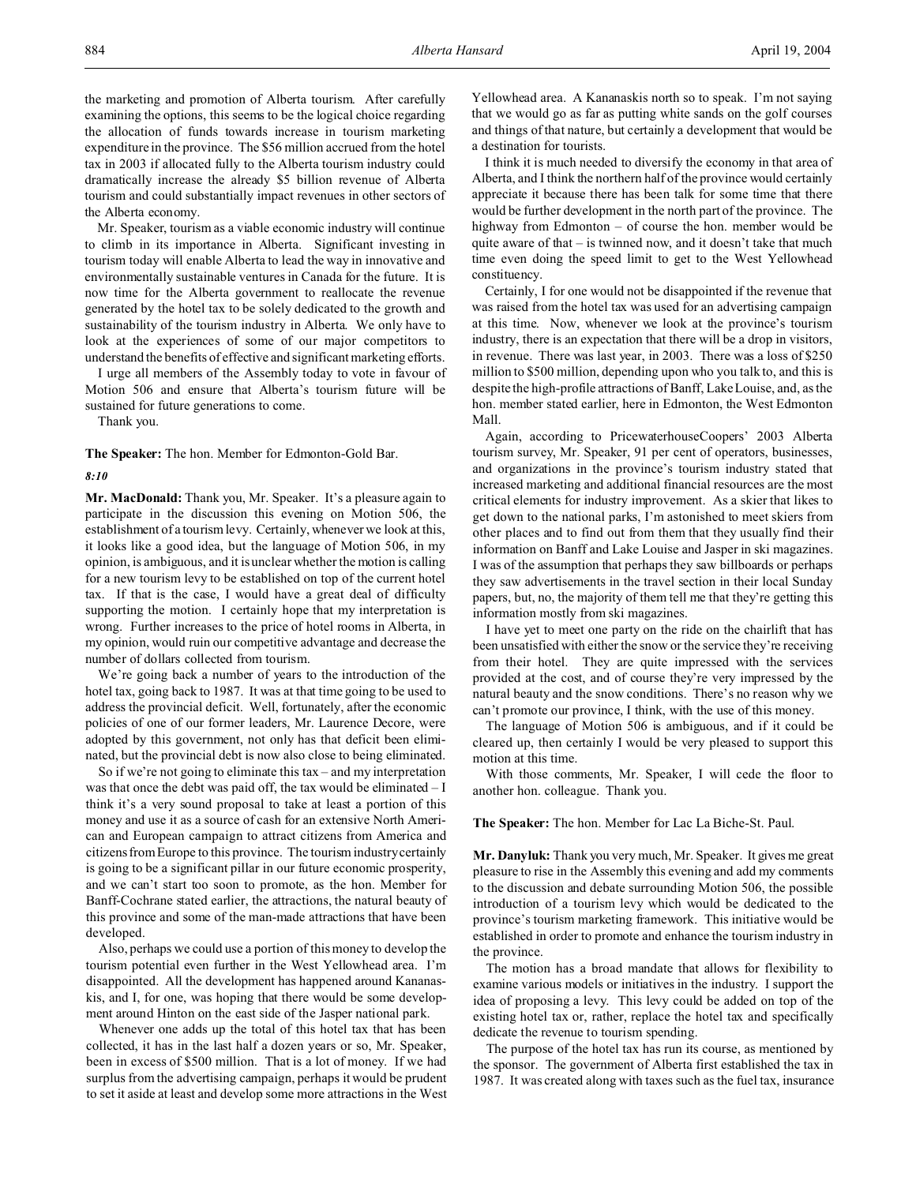the marketing and promotion of Alberta tourism. After carefully examining the options, this seems to be the logical choice regarding the allocation of funds towards increase in tourism marketing expenditure in the province. The $56 million accrued from the hotel tax in 2003 if allocated fully to the Alberta tourism industry could dramatically increase the already $5 billion revenue of Alberta tourism and could substantially impact revenues in other sectors of the Alberta economy.

Mr. Speaker, tourism as a viable economic industry will continue to climb in its importance in Alberta. Significant investing in tourism today will enable Alberta to lead the way in innovative and environmentally sustainable ventures in Canada for the future. It is now time for the Alberta government to reallocate the revenue generated by the hotel tax to be solely dedicated to the growth and sustainability of the tourism industry in Alberta. We only have to look at the experiences of some of our major competitors to understand the benefits of effective and significant marketing efforts.

I urge all members of the Assembly today to vote in favour of Motion 506 and ensure that Alberta's tourism future will be sustained for future generations to come.

Thank you.

**The Speaker:** The hon. Member for Edmonton-Gold Bar.

*8:10*

**Mr. MacDonald:** Thank you, Mr. Speaker. It's a pleasure again to participate in the discussion this evening on Motion 506, the establishment of a tourism levy. Certainly, whenever we look at this, it looks like a good idea, but the language of Motion 506, in my opinion, is ambiguous, and it is unclear whether the motion is calling for a new tourism levy to be established on top of the current hotel tax. If that is the case, I would have a great deal of difficulty supporting the motion. I certainly hope that my interpretation is wrong. Further increases to the price of hotel rooms in Alberta, in my opinion, would ruin our competitive advantage and decrease the number of dollars collected from tourism.

We're going back a number of years to the introduction of the hotel tax, going back to 1987. It was at that time going to be used to address the provincial deficit. Well, fortunately, after the economic policies of one of our former leaders, Mr. Laurence Decore, were adopted by this government, not only has that deficit been eliminated, but the provincial debt is now also close to being eliminated.

So if we're not going to eliminate this tax – and my interpretation was that once the debt was paid off, the tax would be eliminated – I think it's a very sound proposal to take at least a portion of this money and use it as a source of cash for an extensive North American and European campaign to attract citizens from America and citizens from Europe to this province. The tourism industry certainly is going to be a significant pillar in our future economic prosperity, and we can't start too soon to promote, as the hon. Member for Banff-Cochrane stated earlier, the attractions, the natural beauty of this province and some of the man-made attractions that have been developed.

Also, perhaps we could use a portion of this money to develop the tourism potential even further in the West Yellowhead area. I'm disappointed. All the development has happened around Kananaskis, and I, for one, was hoping that there would be some development around Hinton on the east side of the Jasper national park.

Whenever one adds up the total of this hotel tax that has been collected, it has in the last half a dozen years or so, Mr. Speaker, been in excess of $500 million. That is a lot of money. If we had surplus from the advertising campaign, perhaps it would be prudent to set it aside at least and develop some more attractions in the West Yellowhead area. A Kananaskis north so to speak. I'm not saying that we would go as far as putting white sands on the golf courses and things of that nature, but certainly a development that would be a destination for tourists.

I think it is much needed to diversify the economy in that area of Alberta, and I think the northern half of the province would certainly appreciate it because there has been talk for some time that there would be further development in the north part of the province. The highway from Edmonton – of course the hon. member would be quite aware of that – is twinned now, and it doesn't take that much time even doing the speed limit to get to the West Yellowhead constituency.

Certainly, I for one would not be disappointed if the revenue that was raised from the hotel tax was used for an advertising campaign at this time. Now, whenever we look at the province's tourism industry, there is an expectation that there will be a drop in visitors, in revenue. There was last year, in 2003. There was a loss of $250 million to $500 million, depending upon who you talk to, and this is despite the high-profile attractions of Banff, Lake Louise, and, as the hon. member stated earlier, here in Edmonton, the West Edmonton Mall.

Again, according to PricewaterhouseCoopers' 2003 Alberta tourism survey, Mr. Speaker, 91 per cent of operators, businesses, and organizations in the province's tourism industry stated that increased marketing and additional financial resources are the most critical elements for industry improvement. As a skier that likes to get down to the national parks, I'm astonished to meet skiers from other places and to find out from them that they usually find their information on Banff and Lake Louise and Jasper in ski magazines. I was of the assumption that perhaps they saw billboards or perhaps they saw advertisements in the travel section in their local Sunday papers, but, no, the majority of them tell me that they're getting this information mostly from ski magazines.

I have yet to meet one party on the ride on the chairlift that has been unsatisfied with either the snow or the service they're receiving from their hotel. They are quite impressed with the services provided at the cost, and of course they're very impressed by the natural beauty and the snow conditions. There's no reason why we can't promote our province, I think, with the use of this money.

The language of Motion 506 is ambiguous, and if it could be cleared up, then certainly I would be very pleased to support this motion at this time.

With those comments, Mr. Speaker, I will cede the floor to another hon. colleague. Thank you.

**The Speaker:** The hon. Member for Lac La Biche-St. Paul.

**Mr. Danyluk:** Thank you very much, Mr. Speaker. It gives me great pleasure to rise in the Assembly this evening and add my comments to the discussion and debate surrounding Motion 506, the possible introduction of a tourism levy which would be dedicated to the province's tourism marketing framework. This initiative would be established in order to promote and enhance the tourism industry in the province.

The motion has a broad mandate that allows for flexibility to examine various models or initiatives in the industry. I support the idea of proposing a levy. This levy could be added on top of the existing hotel tax or, rather, replace the hotel tax and specifically dedicate the revenue to tourism spending.

The purpose of the hotel tax has run its course, as mentioned by the sponsor. The government of Alberta first established the tax in 1987. It was created along with taxes such as the fuel tax, insurance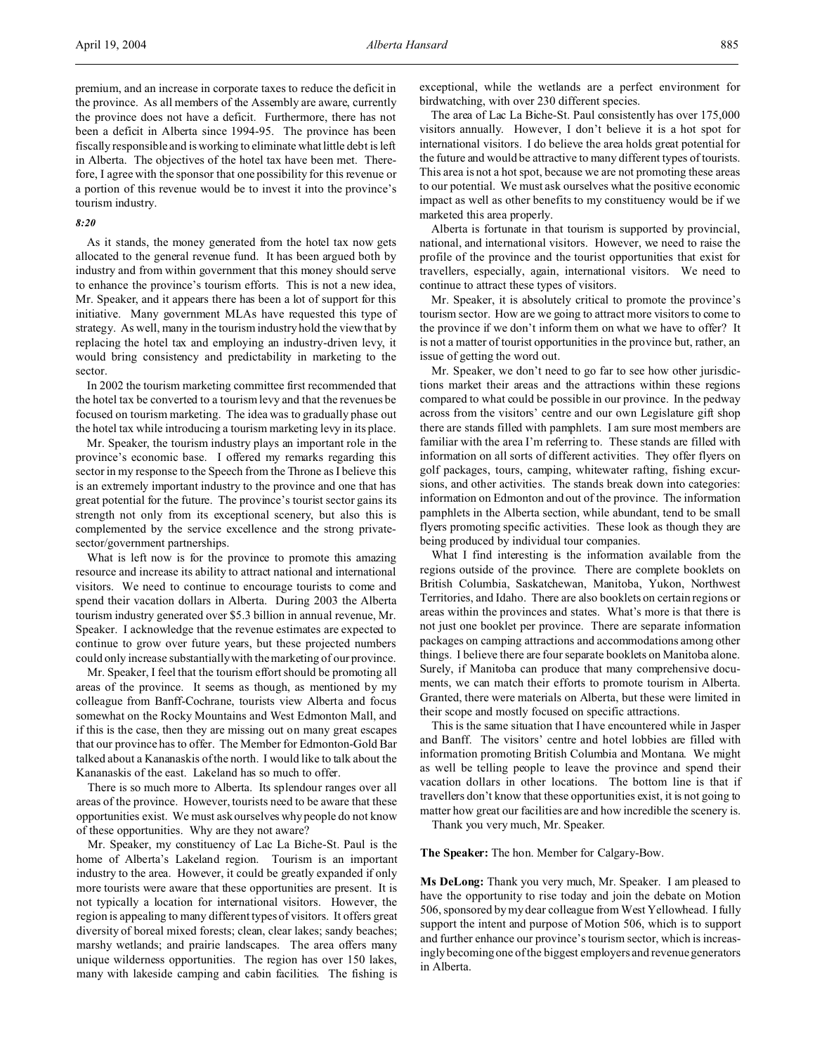premium, and an increase in corporate taxes to reduce the deficit in the province. As all members of the Assembly are aware, currently the province does not have a deficit. Furthermore, there has not been a deficit in Alberta since 1994-95. The province has been fiscally responsible and is working to eliminate what little debt is left in Alberta. The objectives of the hotel tax have been met. Therefore, I agree with the sponsor that one possibility for this revenue or a portion of this revenue would be to invest it into the province's tourism industry.

*8:20*

As it stands, the money generated from the hotel tax now gets allocated to the general revenue fund. It has been argued both by industry and from within government that this money should serve to enhance the province's tourism efforts. This is not a new idea, Mr. Speaker, and it appears there has been a lot of support for this initiative. Many government MLAs have requested this type of strategy. As well, many in the tourism industry hold the view that by replacing the hotel tax and employing an industry-driven levy, it would bring consistency and predictability in marketing to the sector.

In 2002 the tourism marketing committee first recommended that the hotel tax be converted to a tourism levy and that the revenues be focused on tourism marketing. The idea was to gradually phase out the hotel tax while introducing a tourism marketing levy in its place.

Mr. Speaker, the tourism industry plays an important role in the province's economic base. I offered my remarks regarding this sector in my response to the Speech from the Throne as I believe this is an extremely important industry to the province and one that has great potential for the future. The province's tourist sector gains its strength not only from its exceptional scenery, but also this is complemented by the service excellence and the strong private-sector/government partnerships.

What is left now is for the province to promote this amazing resource and increase its ability to attract national and international visitors. We need to continue to encourage tourists to come and spend their vacation dollars in Alberta. During 2003 the Alberta tourism industry generated over $5.3 billion in annual revenue, Mr. Speaker. I acknowledge that the revenue estimates are expected to continue to grow over future years, but these projected numbers could only increase substantially with the marketing of our province.

Mr. Speaker, I feel that the tourism effort should be promoting all areas of the province. It seems as though, as mentioned by my colleague from Banff-Cochrane, tourists view Alberta and focus somewhat on the Rocky Mountains and West Edmonton Mall, and if this is the case, then they are missing out on many great escapes that our province has to offer. The Member for Edmonton-Gold Bar talked about a Kananaskis of the north. I would like to talk about the Kananaskis of the east. Lakeland has so much to offer.

There is so much more to Alberta. Its splendour ranges over all areas of the province. However, tourists need to be aware that these opportunities exist. We must ask ourselves why people do not know of these opportunities. Why are they not aware?

Mr. Speaker, my constituency of Lac La Biche-St. Paul is the home of Alberta's Lakeland region. Tourism is an important industry to the area. However, it could be greatly expanded if only more tourists were aware that these opportunities are present. It is not typically a location for international visitors. However, the region is appealing to many different types of visitors. It offers great diversity of boreal mixed forests; clean, clear lakes; sandy beaches; marshy wetlands; and prairie landscapes. The area offers many unique wilderness opportunities. The region has over 150 lakes, many with lakeside camping and cabin facilities. The fishing is exceptional, while the wetlands are a perfect environment for birdwatching, with over 230 different species.

The area of Lac La Biche-St. Paul consistently has over 175,000 visitors annually. However, I don't believe it is a hot spot for international visitors. I do believe the area holds great potential for the future and would be attractive to many different types of tourists. This area is not a hot spot, because we are not promoting these areas to our potential. We must ask ourselves what the positive economic impact as well as other benefits to my constituency would be if we marketed this area properly.

Alberta is fortunate in that tourism is supported by provincial, national, and international visitors. However, we need to raise the profile of the province and the tourist opportunities that exist for travellers, especially, again, international visitors. We need to continue to attract these types of visitors.

Mr. Speaker, it is absolutely critical to promote the province's tourism sector. How are we going to attract more visitors to come to the province if we don't inform them on what we have to offer? It is not a matter of tourist opportunities in the province but, rather, an issue of getting the word out.

Mr. Speaker, we don't need to go far to see how other jurisdictions market their areas and the attractions within these regions compared to what could be possible in our province. In the pedway across from the visitors' centre and our own Legislature gift shop there are stands filled with pamphlets. I am sure most members are familiar with the area I'm referring to. These stands are filled with information on all sorts of different activities. They offer flyers on golf packages, tours, camping, whitewater rafting, fishing excursions, and other activities. The stands break down into categories: information on Edmonton and out of the province. The information pamphlets in the Alberta section, while abundant, tend to be small flyers promoting specific activities. These look as though they are being produced by individual tour companies.

What I find interesting is the information available from the regions outside of the province. There are complete booklets on British Columbia, Saskatchewan, Manitoba, Yukon, Northwest Territories, and Idaho. There are also booklets on certain regions or areas within the provinces and states. What's more is that there is not just one booklet per province. There are separate information packages on camping attractions and accommodations among other things. I believe there are four separate booklets on Manitoba alone. Surely, if Manitoba can produce that many comprehensive documents, we can match their efforts to promote tourism in Alberta. Granted, there were materials on Alberta, but these were limited in their scope and mostly focused on specific attractions.

This is the same situation that I have encountered while in Jasper and Banff. The visitors' centre and hotel lobbies are filled with information promoting British Columbia and Montana. We might as well be telling people to leave the province and spend their vacation dollars in other locations. The bottom line is that if travellers don't know that these opportunities exist, it is not going to matter how great our facilities are and how incredible the scenery is.

Thank you very much, Mr. Speaker.

**The Speaker:** The hon. Member for Calgary-Bow.

**Ms DeLong:** Thank you very much, Mr. Speaker. I am pleased to have the opportunity to rise today and join the debate on Motion 506, sponsored by my dear colleague from West Yellowhead. I fully support the intent and purpose of Motion 506, which is to support and further enhance our province's tourism sector, which is increasingly becoming one of the biggest employers and revenue generators in Alberta.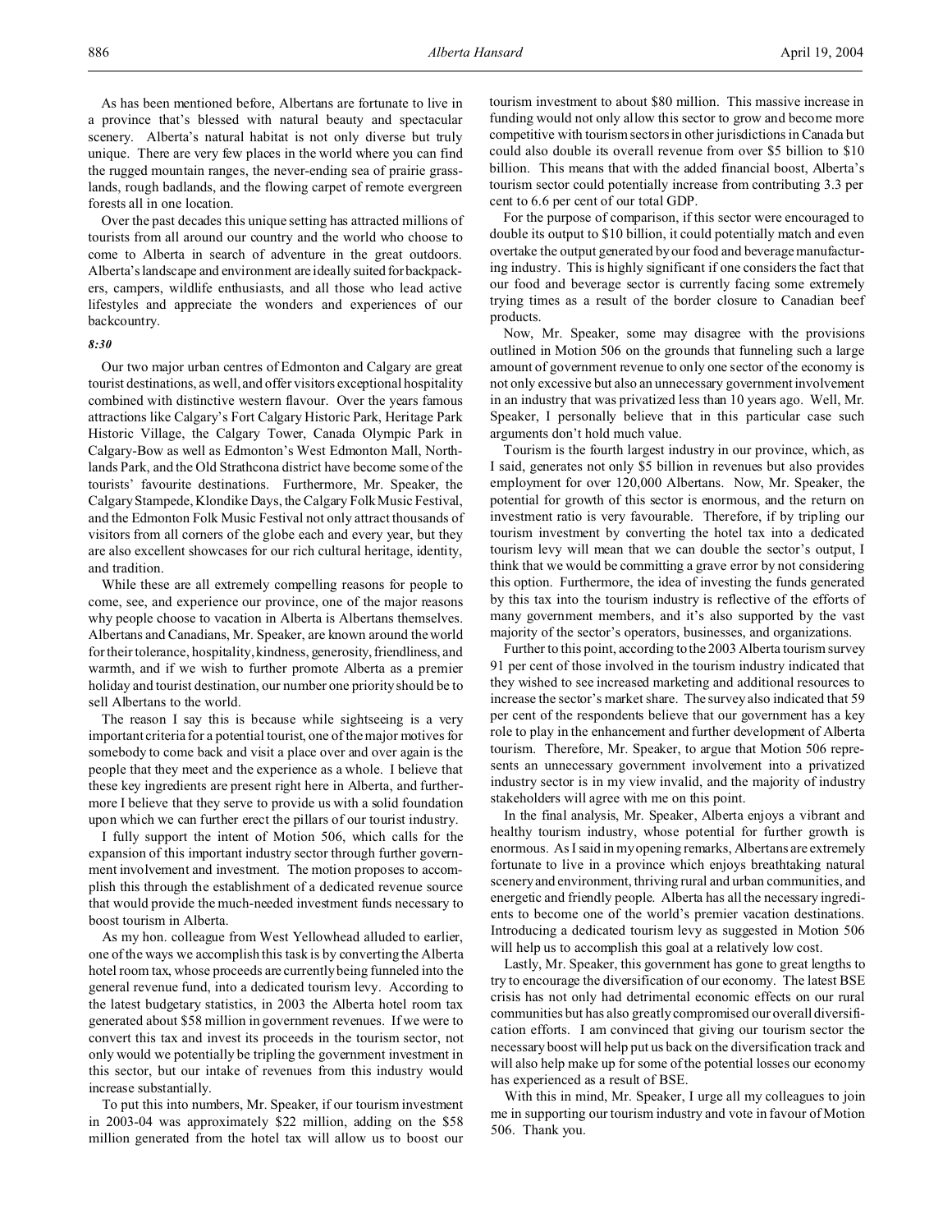As has been mentioned before, Albertans are fortunate to live in a province that's blessed with natural beauty and spectacular scenery. Alberta's natural habitat is not only diverse but truly unique. There are very few places in the world where you can find the rugged mountain ranges, the never-ending sea of prairie grasslands, rough badlands, and the flowing carpet of remote evergreen forests all in one location.

Over the past decades this unique setting has attracted millions of tourists from all around our country and the world who choose to come to Alberta in search of adventure in the great outdoors. Alberta's landscape and environment are ideally suited for backpackers, campers, wildlife enthusiasts, and all those who lead active lifestyles and appreciate the wonders and experiences of our backcountry.

*8:30*

Our two major urban centres of Edmonton and Calgary are great tourist destinations, as well, and offer visitors exceptional hospitality combined with distinctive western flavour. Over the years famous attractions like Calgary's Fort Calgary Historic Park, Heritage Park Historic Village, the Calgary Tower, Canada Olympic Park in Calgary-Bow as well as Edmonton's West Edmonton Mall, Northlands Park, and the Old Strathcona district have become some of the tourists' favourite destinations. Furthermore, Mr. Speaker, the Calgary Stampede, Klondike Days, the Calgary Folk Music Festival, and the Edmonton Folk Music Festival not only attract thousands of visitors from all corners of the globe each and every year, but they are also excellent showcases for our rich cultural heritage, identity, and tradition.

While these are all extremely compelling reasons for people to come, see, and experience our province, one of the major reasons why people choose to vacation in Alberta is Albertans themselves. Albertans and Canadians, Mr. Speaker, are known around the world for their tolerance, hospitality, kindness, generosity, friendliness, and warmth, and if we wish to further promote Alberta as a premier holiday and tourist destination, our number one priority should be to sell Albertans to the world.

The reason I say this is because while sightseeing is a very important criteria for a potential tourist, one of the major motives for somebody to come back and visit a place over and over again is the people that they meet and the experience as a whole. I believe that these key ingredients are present right here in Alberta, and furthermore I believe that they serve to provide us with a solid foundation upon which we can further erect the pillars of our tourist industry.

I fully support the intent of Motion 506, which calls for the expansion of this important industry sector through further government involvement and investment. The motion proposes to accomplish this through the establishment of a dedicated revenue source that would provide the much-needed investment funds necessary to boost tourism in Alberta.

As my hon. colleague from West Yellowhead alluded to earlier, one of the ways we accomplish this task is by converting the Alberta hotel room tax, whose proceeds are currently being funneled into the general revenue fund, into a dedicated tourism levy. According to the latest budgetary statistics, in 2003 the Alberta hotel room tax generated about $58 million in government revenues. If we were to convert this tax and invest its proceeds in the tourism sector, not only would we potentially be tripling the government investment in this sector, but our intake of revenues from this industry would increase substantially.

To put this into numbers, Mr. Speaker, if our tourism investment in 2003-04 was approximately $22 million, adding on the $58 million generated from the hotel tax will allow us to boost our tourism investment to about $80 million. This massive increase in funding would not only allow this sector to grow and become more competitive with tourism sectors in other jurisdictions in Canada but could also double its overall revenue from over $5 billion to $10 billion. This means that with the added financial boost, Alberta's tourism sector could potentially increase from contributing 3.3 per cent to 6.6 per cent of our total GDP.

For the purpose of comparison, if this sector were encouraged to double its output to $10 billion, it could potentially match and even overtake the output generated by our food and beverage manufacturing industry. This is highly significant if one considers the fact that our food and beverage sector is currently facing some extremely trying times as a result of the border closure to Canadian beef products.

Now, Mr. Speaker, some may disagree with the provisions outlined in Motion 506 on the grounds that funneling such a large amount of government revenue to only one sector of the economy is not only excessive but also an unnecessary government involvement in an industry that was privatized less than 10 years ago. Well, Mr. Speaker, I personally believe that in this particular case such arguments don't hold much value.

Tourism is the fourth largest industry in our province, which, as I said, generates not only $5 billion in revenues but also provides employment for over 120,000 Albertans. Now, Mr. Speaker, the potential for growth of this sector is enormous, and the return on investment ratio is very favourable. Therefore, if by tripling our tourism investment by converting the hotel tax into a dedicated tourism levy will mean that we can double the sector's output, I think that we would be committing a grave error by not considering this option. Furthermore, the idea of investing the funds generated by this tax into the tourism industry is reflective of the efforts of many government members, and it's also supported by the vast majority of the sector's operators, businesses, and organizations.

Further to this point, according to the 2003 Alberta tourism survey 91 per cent of those involved in the tourism industry indicated that they wished to see increased marketing and additional resources to increase the sector's market share. The survey also indicated that 59 per cent of the respondents believe that our government has a key role to play in the enhancement and further development of Alberta tourism. Therefore, Mr. Speaker, to argue that Motion 506 represents an unnecessary government involvement into a privatized industry sector is in my view invalid, and the majority of industry stakeholders will agree with me on this point.

In the final analysis, Mr. Speaker, Alberta enjoys a vibrant and healthy tourism industry, whose potential for further growth is enormous. As I said in my opening remarks, Albertans are extremely fortunate to live in a province which enjoys breathtaking natural scenery and environment, thriving rural and urban communities, and energetic and friendly people. Alberta has all the necessary ingredients to become one of the world's premier vacation destinations. Introducing a dedicated tourism levy as suggested in Motion 506 will help us to accomplish this goal at a relatively low cost.

Lastly, Mr. Speaker, this government has gone to great lengths to try to encourage the diversification of our economy. The latest BSE crisis has not only had detrimental economic effects on our rural communities but has also greatly compromised our overall diversification efforts. I am convinced that giving our tourism sector the necessary boost will help put us back on the diversification track and will also help make up for some of the potential losses our economy has experienced as a result of BSE.

With this in mind, Mr. Speaker, I urge all my colleagues to join me in supporting our tourism industry and vote in favour of Motion 506. Thank you.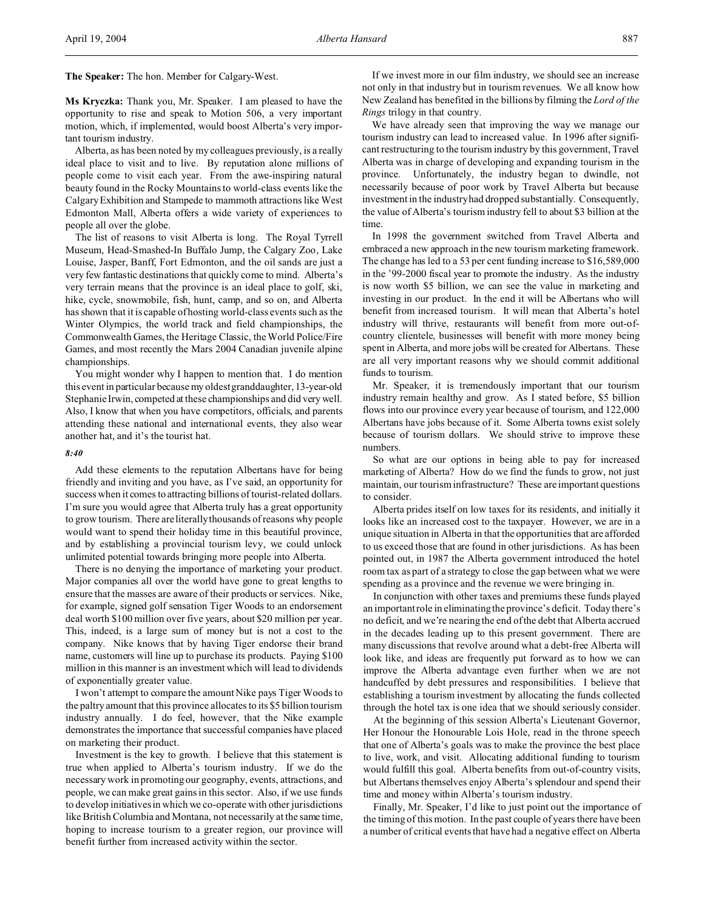**The Speaker:** The hon. Member for Calgary-West.

**Ms Kryczka:** Thank you, Mr. Speaker. I am pleased to have the opportunity to rise and speak to Motion 506, a very important motion, which, if implemented, would boost Alberta's very important tourism industry.

Alberta, as has been noted by my colleagues previously, is a really ideal place to visit and to live. By reputation alone millions of people come to visit each year. From the awe-inspiring natural beauty found in the Rocky Mountains to world-class events like the Calgary Exhibition and Stampede to mammoth attractions like West Edmonton Mall, Alberta offers a wide variety of experiences to people all over the globe.

The list of reasons to visit Alberta is long. The Royal Tyrrell Museum, Head-Smashed-In Buffalo Jump, the Calgary Zoo, Lake Louise, Jasper, Banff, Fort Edmonton, and the oil sands are just a very few fantastic destinations that quickly come to mind. Alberta's very terrain means that the province is an ideal place to golf, ski, hike, cycle, snowmobile, fish, hunt, camp, and so on, and Alberta has shown that it is capable of hosting world-class events such as the Winter Olympics, the world track and field championships, the Commonwealth Games, the Heritage Classic, the World Police/Fire Games, and most recently the Mars 2004 Canadian juvenile alpine championships.

You might wonder why I happen to mention that. I do mention this event in particular because my oldest granddaughter, 13-year-old Stephanie Irwin, competed at these championships and did very well. Also, I know that when you have competitors, officials, and parents attending these national and international events, they also wear another hat, and it's the tourist hat.

*8:40*

Add these elements to the reputation Albertans have for being friendly and inviting and you have, as I've said, an opportunity for success when it comes to attracting billions of tourist-related dollars. I'm sure you would agree that Alberta truly has a great opportunity to grow tourism. There are literally thousands of reasons why people would want to spend their holiday time in this beautiful province, and by establishing a provincial tourism levy, we could unlock unlimited potential towards bringing more people into Alberta.

There is no denying the importance of marketing your product. Major companies all over the world have gone to great lengths to ensure that the masses are aware of their products or services. Nike, for example, signed golf sensation Tiger Woods to an endorsement deal worth $100 million over five years, about $20 million per year. This, indeed, is a large sum of money but is not a cost to the company. Nike knows that by having Tiger endorse their brand name, customers will line up to purchase its products. Paying $100 million in this manner is an investment which will lead to dividends of exponentially greater value.

I won't attempt to compare the amount Nike pays Tiger Woods to the paltry amount that this province allocates to its $5 billion tourism industry annually. I do feel, however, that the Nike example demonstrates the importance that successful companies have placed on marketing their product.

Investment is the key to growth. I believe that this statement is true when applied to Alberta's tourism industry. If we do the necessary work in promoting our geography, events, attractions, and people, we can make great gains in this sector. Also, if we use funds to develop initiatives in which we co-operate with other jurisdictions like British Columbia and Montana, not necessarily at the same time, hoping to increase tourism to a greater region, our province will benefit further from increased activity within the sector.

If we invest more in our film industry, we should see an increase not only in that industry but in tourism revenues. We all know how New Zealand has benefited in the billions by filming the *Lord of the Rings* trilogy in that country.

We have already seen that improving the way we manage our tourism industry can lead to increased value. In 1996 after significant restructuring to the tourism industry by this government, Travel Alberta was in charge of developing and expanding tourism in the province. Unfortunately, the industry began to dwindle, not necessarily because of poor work by Travel Alberta but because investment in the industry had dropped substantially. Consequently, the value of Alberta's tourism industry fell to about $3 billion at the time.

In 1998 the government switched from Travel Alberta and embraced a new approach in the new tourism marketing framework. The change has led to a 53 per cent funding increase to $16,589,000 in the '99-2000 fiscal year to promote the industry. As the industry is now worth $5 billion, we can see the value in marketing and investing in our product. In the end it will be Albertans who will benefit from increased tourism. It will mean that Alberta's hotel industry will thrive, restaurants will benefit from more out-of-country clientele, businesses will benefit with more money being spent in Alberta, and more jobs will be created for Albertans. These are all very important reasons why we should commit additional funds to tourism.

Mr. Speaker, it is tremendously important that our tourism industry remain healthy and grow. As I stated before, $5 billion flows into our province every year because of tourism, and 122,000 Albertans have jobs because of it. Some Alberta towns exist solely because of tourism dollars. We should strive to improve these numbers.

So what are our options in being able to pay for increased marketing of Alberta? How do we find the funds to grow, not just maintain, our tourism infrastructure? These are important questions to consider.

Alberta prides itself on low taxes for its residents, and initially it looks like an increased cost to the taxpayer. However, we are in a unique situation in Alberta in that the opportunities that are afforded to us exceed those that are found in other jurisdictions. As has been pointed out, in 1987 the Alberta government introduced the hotel room tax as part of a strategy to close the gap between what we were spending as a province and the revenue we were bringing in.

In conjunction with other taxes and premiums these funds played an important role in eliminating the province's deficit. Today there's no deficit, and we're nearing the end of the debt that Alberta accrued in the decades leading up to this present government. There are many discussions that revolve around what a debt-free Alberta will look like, and ideas are frequently put forward as to how we can improve the Alberta advantage even further when we are not handcuffed by debt pressures and responsibilities. I believe that establishing a tourism investment by allocating the funds collected through the hotel tax is one idea that we should seriously consider.

At the beginning of this session Alberta's Lieutenant Governor, Her Honour the Honourable Lois Hole, read in the throne speech that one of Alberta's goals was to make the province the best place to live, work, and visit. Allocating additional funding to tourism would fulfill this goal. Alberta benefits from out-of-country visits, but Albertans themselves enjoy Alberta's splendour and spend their time and money within Alberta's tourism industry.

Finally, Mr. Speaker, I'd like to just point out the importance of the timing of this motion. In the past couple of years there have been a number of critical events that have had a negative effect on Alberta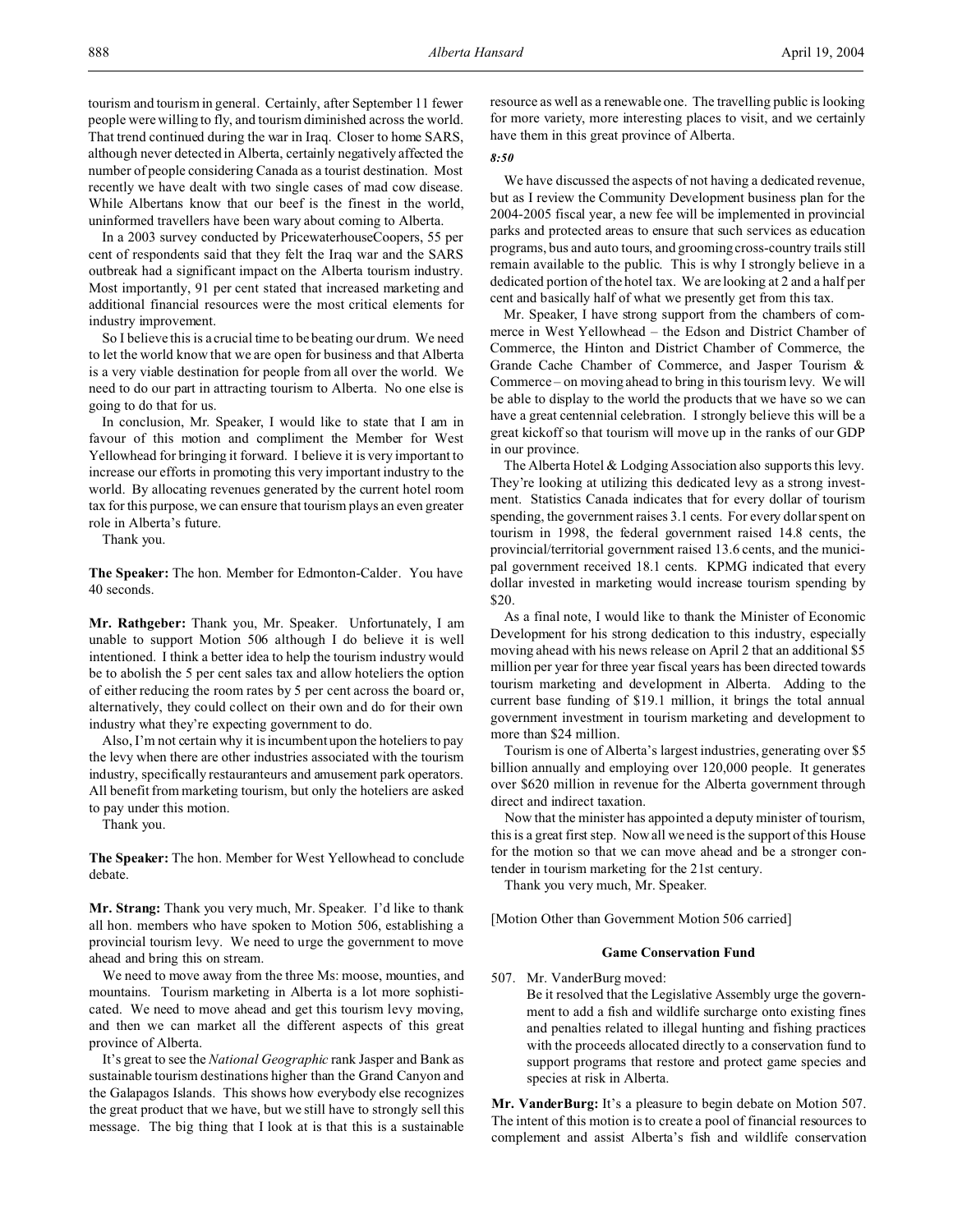tourism and tourism in general. Certainly, after September 11 fewer people were willing to fly, and tourism diminished across the world. That trend continued during the war in Iraq. Closer to home SARS, although never detected in Alberta, certainly negatively affected the number of people considering Canada as a tourist destination. Most recently we have dealt with two single cases of mad cow disease. While Albertans know that our beef is the finest in the world, uninformed travellers have been wary about coming to Alberta.

In a 2003 survey conducted by PricewaterhouseCoopers, 55 per cent of respondents said that they felt the Iraq war and the SARS outbreak had a significant impact on the Alberta tourism industry. Most importantly, 91 per cent stated that increased marketing and additional financial resources were the most critical elements for industry improvement.

So I believe this is a crucial time to be beating our drum. We need to let the world know that we are open for business and that Alberta is a very viable destination for people from all over the world. We need to do our part in attracting tourism to Alberta. No one else is going to do that for us.

In conclusion, Mr. Speaker, I would like to state that I am in favour of this motion and compliment the Member for West Yellowhead for bringing it forward. I believe it is very important to increase our efforts in promoting this very important industry to the world. By allocating revenues generated by the current hotel room tax for this purpose, we can ensure that tourism plays an even greater role in Alberta's future.

Thank you.

**The Speaker:** The hon. Member for Edmonton-Calder. You have 40 seconds.

**Mr. Rathgeber:** Thank you, Mr. Speaker. Unfortunately, I am unable to support Motion 506 although I do believe it is well intentioned. I think a better idea to help the tourism industry would be to abolish the 5 per cent sales tax and allow hoteliers the option of either reducing the room rates by 5 per cent across the board or, alternatively, they could collect on their own and do for their own industry what they're expecting government to do.

Also, I'm not certain why it is incumbent upon the hoteliers to pay the levy when there are other industries associated with the tourism industry, specifically restauranteurs and amusement park operators. All benefit from marketing tourism, but only the hoteliers are asked to pay under this motion.

Thank you.

**The Speaker:** The hon. Member for West Yellowhead to conclude debate.

**Mr. Strang:** Thank you very much, Mr. Speaker. I'd like to thank all hon. members who have spoken to Motion 506, establishing a provincial tourism levy. We need to urge the government to move ahead and bring this on stream.

We need to move away from the three Ms: moose, mounties, and mountains. Tourism marketing in Alberta is a lot more sophisticated. We need to move ahead and get this tourism levy moving, and then we can market all the different aspects of this great province of Alberta.

It's great to see the *National Geographic* rank Jasper and Bank as sustainable tourism destinations higher than the Grand Canyon and the Galapagos Islands. This shows how everybody else recognizes the great product that we have, but we still have to strongly sell this message. The big thing that I look at is that this is a sustainable resource as well as a renewable one. The travelling public is looking for more variety, more interesting places to visit, and we certainly have them in this great province of Alberta.

*8:50*

We have discussed the aspects of not having a dedicated revenue, but as I review the Community Development business plan for the 2004-2005 fiscal year, a new fee will be implemented in provincial parks and protected areas to ensure that such services as education programs, bus and auto tours, and grooming cross-country trails still remain available to the public. This is why I strongly believe in a dedicated portion of the hotel tax. We are looking at 2 and a half per cent and basically half of what we presently get from this tax.

Mr. Speaker, I have strong support from the chambers of commerce in West Yellowhead – the Edson and District Chamber of Commerce, the Hinton and District Chamber of Commerce, the Grande Cache Chamber of Commerce, and Jasper Tourism & Commerce – on moving ahead to bring in this tourism levy. We will be able to display to the world the products that we have so we can have a great centennial celebration. I strongly believe this will be a great kickoff so that tourism will move up in the ranks of our GDP in our province.

The Alberta Hotel & Lodging Association also supports this levy. They're looking at utilizing this dedicated levy as a strong investment. Statistics Canada indicates that for every dollar of tourism spending, the government raises 3.1 cents. For every dollar spent on tourism in 1998, the federal government raised 14.8 cents, the provincial/territorial government raised 13.6 cents, and the municipal government received 18.1 cents. KPMG indicated that every dollar invested in marketing would increase tourism spending by $20.

As a final note, I would like to thank the Minister of Economic Development for his strong dedication to this industry, especially moving ahead with his news release on April 2 that an additional $5 million per year for three year fiscal years has been directed towards tourism marketing and development in Alberta. Adding to the current base funding of $19.1 million, it brings the total annual government investment in tourism marketing and development to more than $24 million.

Tourism is one of Alberta's largest industries, generating over $5 billion annually and employing over 120,000 people. It generates over $620 million in revenue for the Alberta government through direct and indirect taxation.

Now that the minister has appointed a deputy minister of tourism, this is a great first step. Now all we need is the support of this House for the motion so that we can move ahead and be a stronger contender in tourism marketing for the 21st century.

Thank you very much, Mr. Speaker.

[Motion Other than Government Motion 506 carried]

### Game Conservation Fund

507. Mr. VanderBurg moved:

Be it resolved that the Legislative Assembly urge the government to add a fish and wildlife surcharge onto existing fines and penalties related to illegal hunting and fishing practices with the proceeds allocated directly to a conservation fund to support programs that restore and protect game species and species at risk in Alberta.

**Mr. VanderBurg:** It's a pleasure to begin debate on Motion 507. The intent of this motion is to create a pool of financial resources to complement and assist Alberta's fish and wildlife conservation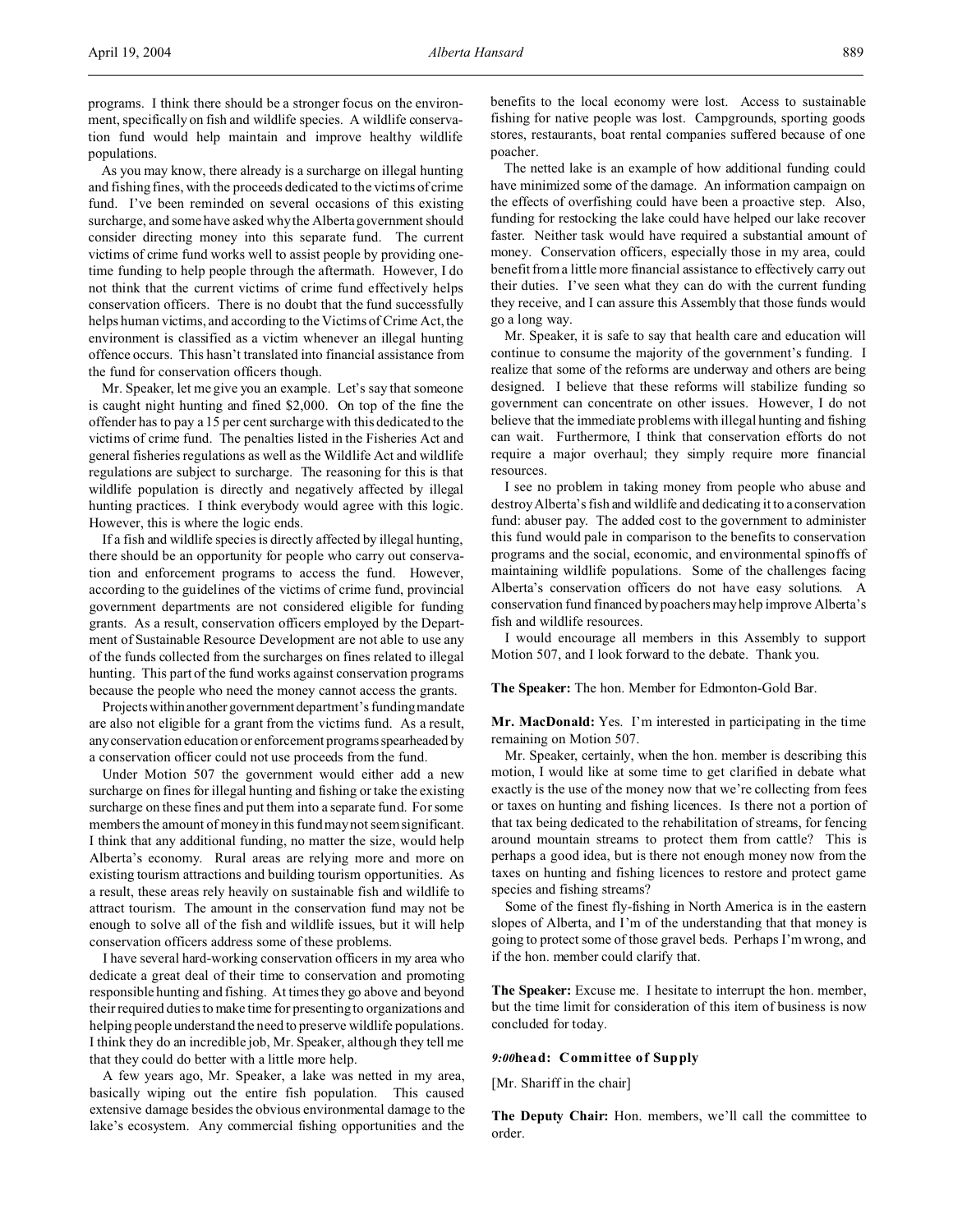programs. I think there should be a stronger focus on the environment, specifically on fish and wildlife species. A wildlife conservation fund would help maintain and improve healthy wildlife populations.

As you may know, there already is a surcharge on illegal hunting and fishing fines, with the proceeds dedicated to the victims of crime fund. I've been reminded on several occasions of this existing surcharge, and some have asked why the Alberta government should consider directing money into this separate fund. The current victims of crime fund works well to assist people by providing one-time funding to help people through the aftermath. However, I do not think that the current victims of crime fund effectively helps conservation officers. There is no doubt that the fund successfully helps human victims, and according to the Victims of Crime Act, the environment is classified as a victim whenever an illegal hunting offence occurs. This hasn't translated into financial assistance from the fund for conservation officers though.

Mr. Speaker, let me give you an example. Let's say that someone is caught night hunting and fined $2,000. On top of the fine the offender has to pay a 15 per cent surcharge with this dedicated to the victims of crime fund. The penalties listed in the Fisheries Act and general fisheries regulations as well as the Wildlife Act and wildlife regulations are subject to surcharge. The reasoning for this is that wildlife population is directly and negatively affected by illegal hunting practices. I think everybody would agree with this logic. However, this is where the logic ends.

If a fish and wildlife species is directly affected by illegal hunting, there should be an opportunity for people who carry out conservation and enforcement programs to access the fund. However, according to the guidelines of the victims of crime fund, provincial government departments are not considered eligible for funding grants. As a result, conservation officers employed by the Department of Sustainable Resource Development are not able to use any of the funds collected from the surcharges on fines related to illegal hunting. This part of the fund works against conservation programs because the people who need the money cannot access the grants.

Projects within another government department's funding mandate are also not eligible for a grant from the victims fund. As a result, any conservation education or enforcement programs spearheaded by a conservation officer could not use proceeds from the fund.

Under Motion 507 the government would either add a new surcharge on fines for illegal hunting and fishing or take the existing surcharge on these fines and put them into a separate fund. For some members the amount of money in this fund may not seem significant. I think that any additional funding, no matter the size, would help Alberta's economy. Rural areas are relying more and more on existing tourism attractions and building tourism opportunities. As a result, these areas rely heavily on sustainable fish and wildlife to attract tourism. The amount in the conservation fund may not be enough to solve all of the fish and wildlife issues, but it will help conservation officers address some of these problems.

I have several hard-working conservation officers in my area who dedicate a great deal of their time to conservation and promoting responsible hunting and fishing. At times they go above and beyond their required duties to make time for presenting to organizations and helping people understand the need to preserve wildlife populations. I think they do an incredible job, Mr. Speaker, although they tell me that they could do better with a little more help.

A few years ago, Mr. Speaker, a lake was netted in my area, basically wiping out the entire fish population. This caused extensive damage besides the obvious environmental damage to the lake's ecosystem. Any commercial fishing opportunities and the benefits to the local economy were lost. Access to sustainable fishing for native people was lost. Campgrounds, sporting goods stores, restaurants, boat rental companies suffered because of one poacher.

The netted lake is an example of how additional funding could have minimized some of the damage. An information campaign on the effects of overfishing could have been a proactive step. Also, funding for restocking the lake could have helped our lake recover faster. Neither task would have required a substantial amount of money. Conservation officers, especially those in my area, could benefit from a little more financial assistance to effectively carry out their duties. I've seen what they can do with the current funding they receive, and I can assure this Assembly that those funds would go a long way.

Mr. Speaker, it is safe to say that health care and education will continue to consume the majority of the government's funding. I realize that some of the reforms are underway and others are being designed. I believe that these reforms will stabilize funding so government can concentrate on other issues. However, I do not believe that the immediate problems with illegal hunting and fishing can wait. Furthermore, I think that conservation efforts do not require a major overhaul; they simply require more financial resources.

I see no problem in taking money from people who abuse and destroy Alberta's fish and wildlife and dedicating it to a conservation fund: abuser pay. The added cost to the government to administer this fund would pale in comparison to the benefits to conservation programs and the social, economic, and environmental spinoffs of maintaining wildlife populations. Some of the challenges facing Alberta's conservation officers do not have easy solutions. A conservation fund financed by poachers may help improve Alberta's fish and wildlife resources.

I would encourage all members in this Assembly to support Motion 507, and I look forward to the debate. Thank you.

**The Speaker:** The hon. Member for Edmonton-Gold Bar.

**Mr. MacDonald:** Yes. I'm interested in participating in the time remaining on Motion 507.

Mr. Speaker, certainly, when the hon. member is describing this motion, I would like at some time to get clarified in debate what exactly is the use of the money now that we're collecting from fees or taxes on hunting and fishing licences. Is there not a portion of that tax being dedicated to the rehabilitation of streams, for fencing around mountain streams to protect them from cattle? This is perhaps a good idea, but is there not enough money now from the taxes on hunting and fishing licences to restore and protect game species and fishing streams?

Some of the finest fly-fishing in North America is in the eastern slopes of Alberta, and I'm of the understanding that that money is going to protect some of those gravel beds. Perhaps I'm wrong, and if the hon. member could clarify that.

**The Speaker:** Excuse me. I hesitate to interrupt the hon. member, but the time limit for consideration of this item of business is now concluded for today.

## *9:00* head: Committee of Supply

[Mr. Shariff in the chair]

**The Deputy Chair:** Hon. members, we'll call the committee to order.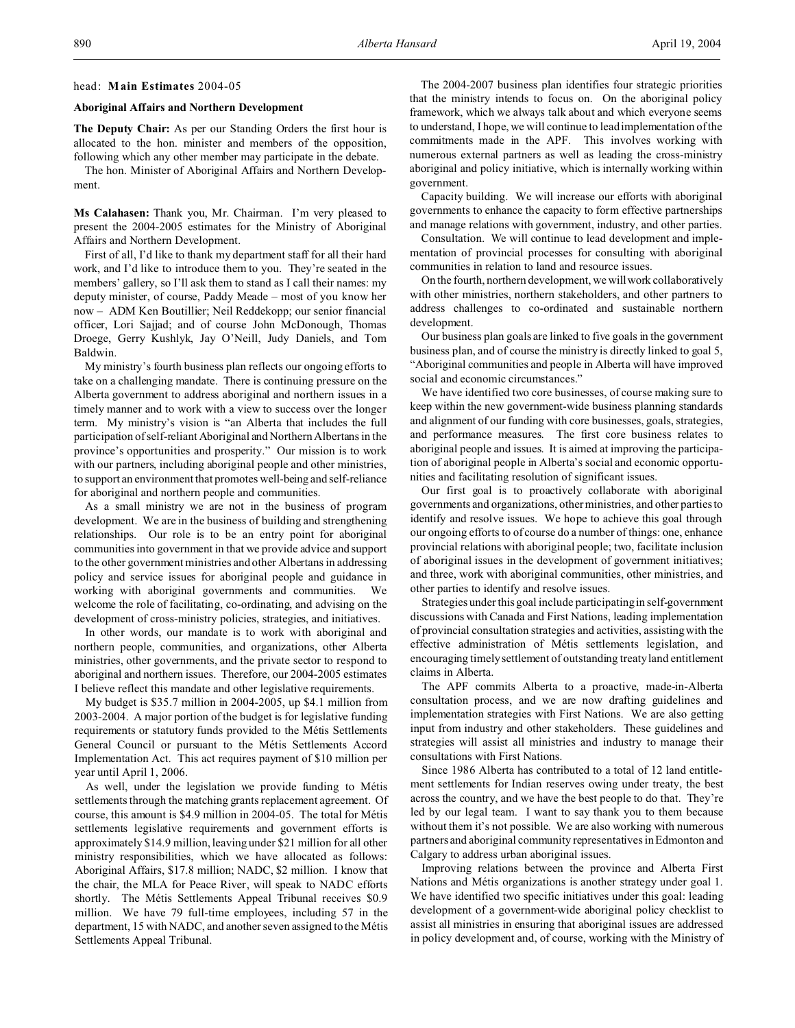head: **Main Estimates** 2004-05

**Aboriginal Affairs and Northern Development**

**The Deputy Chair:** As per our Standing Orders the first hour is allocated to the hon. minister and members of the opposition, following which any other member may participate in the debate.

The hon. Minister of Aboriginal Affairs and Northern Development.

**Ms Calahasen:** Thank you, Mr. Chairman. I'm very pleased to present the 2004-2005 estimates for the Ministry of Aboriginal Affairs and Northern Development.

First of all, I'd like to thank my department staff for all their hard work, and I'd like to introduce them to you. They're seated in the members' gallery, so I'll ask them to stand as I call their names: my deputy minister, of course, Paddy Meade – most of you know her now – ADM Ken Boutillier; Neil Reddekopp; our senior financial officer, Lori Sajjad; and of course John McDonough, Thomas Droege, Gerry Kushlyk, Jay O'Neill, Judy Daniels, and Tom Baldwin.

My ministry's fourth business plan reflects our ongoing efforts to take on a challenging mandate. There is continuing pressure on the Alberta government to address aboriginal and northern issues in a timely manner and to work with a view to success over the longer term. My ministry's vision is "an Alberta that includes the full participation of self-reliant Aboriginal and Northern Albertans in the province's opportunities and prosperity." Our mission is to work with our partners, including aboriginal people and other ministries, to support an environment that promotes well-being and self-reliance for aboriginal and northern people and communities.

As a small ministry we are not in the business of program development. We are in the business of building and strengthening relationships. Our role is to be an entry point for aboriginal communities into government in that we provide advice and support to the other government ministries and other Albertans in addressing policy and service issues for aboriginal people and guidance in working with aboriginal governments and communities. We welcome the role of facilitating, co-ordinating, and advising on the development of cross-ministry policies, strategies, and initiatives.

In other words, our mandate is to work with aboriginal and northern people, communities, and organizations, other Alberta ministries, other governments, and the private sector to respond to aboriginal and northern issues. Therefore, our 2004-2005 estimates I believe reflect this mandate and other legislative requirements.

My budget is $35.7 million in 2004-2005, up $4.1 million from 2003-2004. A major portion of the budget is for legislative funding requirements or statutory funds provided to the Métis Settlements General Council or pursuant to the Métis Settlements Accord Implementation Act. This act requires payment of $10 million per year until April 1, 2006.

As well, under the legislation we provide funding to Métis settlements through the matching grants replacement agreement. Of course, this amount is $4.9 million in 2004-05. The total for Métis settlements legislative requirements and government efforts is approximately $14.9 million, leaving under $21 million for all other ministry responsibilities, which we have allocated as follows: Aboriginal Affairs, $17.8 million; NADC, $2 million. I know that the chair, the MLA for Peace River, will speak to NADC efforts shortly. The Métis Settlements Appeal Tribunal receives $0.9 million. We have 79 full-time employees, including 57 in the department, 15 with NADC, and another seven assigned to the Métis Settlements Appeal Tribunal.

The 2004-2007 business plan identifies four strategic priorities that the ministry intends to focus on. On the aboriginal policy framework, which we always talk about and which everyone seems to understand, I hope, we will continue to lead implementation of the commitments made in the APF. This involves working with numerous external partners as well as leading the cross-ministry aboriginal and policy initiative, which is internally working within government.

Capacity building. We will increase our efforts with aboriginal governments to enhance the capacity to form effective partnerships and manage relations with government, industry, and other parties.

Consultation. We will continue to lead development and implementation of provincial processes for consulting with aboriginal communities in relation to land and resource issues.

On the fourth, northern development, we will work collaboratively with other ministries, northern stakeholders, and other partners to address challenges to co-ordinated and sustainable northern development.

Our business plan goals are linked to five goals in the government business plan, and of course the ministry is directly linked to goal 5, "Aboriginal communities and people in Alberta will have improved social and economic circumstances."

We have identified two core businesses, of course making sure to keep within the new government-wide business planning standards and alignment of our funding with core businesses, goals, strategies, and performance measures. The first core business relates to aboriginal people and issues. It is aimed at improving the participation of aboriginal people in Alberta's social and economic opportunities and facilitating resolution of significant issues.

Our first goal is to proactively collaborate with aboriginal governments and organizations, other ministries, and other parties to identify and resolve issues. We hope to achieve this goal through our ongoing efforts to of course do a number of things: one, enhance provincial relations with aboriginal people; two, facilitate inclusion of aboriginal issues in the development of government initiatives; and three, work with aboriginal communities, other ministries, and other parties to identify and resolve issues.

Strategies under this goal include participating in self-government discussions with Canada and First Nations, leading implementation of provincial consultation strategies and activities, assisting with the effective administration of Métis settlements legislation, and encouraging timely settlement of outstanding treaty land entitlement claims in Alberta.

The APF commits Alberta to a proactive, made-in-Alberta consultation process, and we are now drafting guidelines and implementation strategies with First Nations. We are also getting input from industry and other stakeholders. These guidelines and strategies will assist all ministries and industry to manage their consultations with First Nations.

Since 1986 Alberta has contributed to a total of 12 land entitlement settlements for Indian reserves owing under treaty, the best across the country, and we have the best people to do that. They're led by our legal team. I want to say thank you to them because without them it's not possible. We are also working with numerous partners and aboriginal community representatives in Edmonton and Calgary to address urban aboriginal issues.

Improving relations between the province and Alberta First Nations and Métis organizations is another strategy under goal 1. We have identified two specific initiatives under this goal: leading development of a government-wide aboriginal policy checklist to assist all ministries in ensuring that aboriginal issues are addressed in policy development and, of course, working with the Ministry of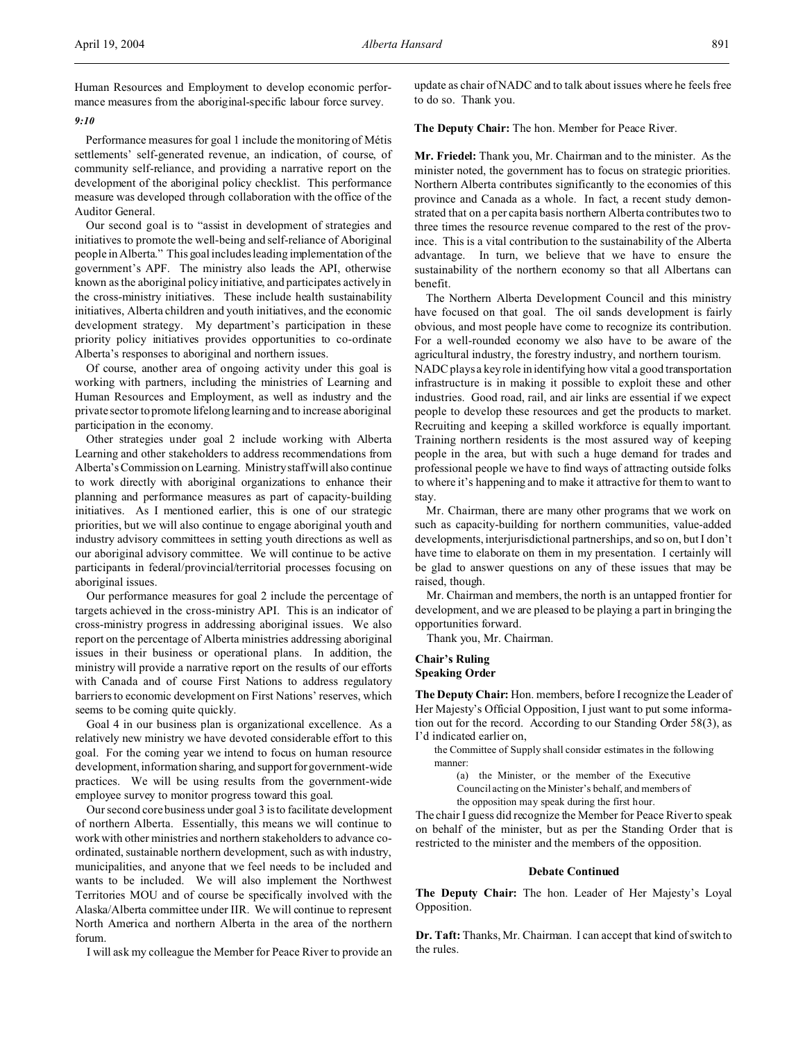Human Resources and Employment to develop economic performance measures from the aboriginal-specific labour force survey.

*9:10*

Performance measures for goal 1 include the monitoring of Métis settlements' self-generated revenue, an indication, of course, of community self-reliance, and providing a narrative report on the development of the aboriginal policy checklist. This performance measure was developed through collaboration with the office of the Auditor General.

Our second goal is to "assist in development of strategies and initiatives to promote the well-being and self-reliance of Aboriginal people in Alberta." This goal includes leading implementation of the government's APF. The ministry also leads the API, otherwise known as the aboriginal policy initiative, and participates actively in the cross-ministry initiatives. These include health sustainability initiatives, Alberta children and youth initiatives, and the economic development strategy. My department's participation in these priority policy initiatives provides opportunities to co-ordinate Alberta's responses to aboriginal and northern issues.

Of course, another area of ongoing activity under this goal is working with partners, including the ministries of Learning and Human Resources and Employment, as well as industry and the private sector to promote lifelong learning and to increase aboriginal participation in the economy.

Other strategies under goal 2 include working with Alberta Learning and other stakeholders to address recommendations from Alberta's Commission on Learning. Ministry staff will also continue to work directly with aboriginal organizations to enhance their planning and performance measures as part of capacity-building initiatives. As I mentioned earlier, this is one of our strategic priorities, but we will also continue to engage aboriginal youth and industry advisory committees in setting youth directions as well as our aboriginal advisory committee. We will continue to be active participants in federal/provincial/territorial processes focusing on aboriginal issues.

Our performance measures for goal 2 include the percentage of targets achieved in the cross-ministry API. This is an indicator of cross-ministry progress in addressing aboriginal issues. We also report on the percentage of Alberta ministries addressing aboriginal issues in their business or operational plans. In addition, the ministry will provide a narrative report on the results of our efforts with Canada and of course First Nations to address regulatory barriers to economic development on First Nations' reserves, which seems to be coming quite quickly.

Goal 4 in our business plan is organizational excellence. As a relatively new ministry we have devoted considerable effort to this goal. For the coming year we intend to focus on human resource development, information sharing, and support for government-wide practices. We will be using results from the government-wide employee survey to monitor progress toward this goal.

Our second core business under goal 3 is to facilitate development of northern Alberta. Essentially, this means we will continue to work with other ministries and northern stakeholders to advance co-ordinated, sustainable northern development, such as with industry, municipalities, and anyone that we feel needs to be included and wants to be included. We will also implement the Northwest Territories MOU and of course be specifically involved with the Alaska/Alberta committee under IIR. We will continue to represent North America and northern Alberta in the area of the northern forum.

I will ask my colleague the Member for Peace River to provide an update as chair of NADC and to talk about issues where he feels free to do so. Thank you.

**The Deputy Chair:** The hon. Member for Peace River.

**Mr. Friedel:** Thank you, Mr. Chairman and to the minister. As the minister noted, the government has to focus on strategic priorities. Northern Alberta contributes significantly to the economies of this province and Canada as a whole. In fact, a recent study demonstrated that on a per capita basis northern Alberta contributes two to three times the resource revenue compared to the rest of the province. This is a vital contribution to the sustainability of the Alberta advantage. In turn, we believe that we have to ensure the sustainability of the northern economy so that all Albertans can benefit.

The Northern Alberta Development Council and this ministry have focused on that goal. The oil sands development is fairly obvious, and most people have come to recognize its contribution. For a well-rounded economy we also have to be aware of the agricultural industry, the forestry industry, and northern tourism. NADC plays a key role in identifying how vital a good transportation infrastructure is in making it possible to exploit these and other industries. Good road, rail, and air links are essential if we expect people to develop these resources and get the products to market. Recruiting and keeping a skilled workforce is equally important. Training northern residents is the most assured way of keeping people in the area, but with such a huge demand for trades and professional people we have to find ways of attracting outside folks to where it's happening and to make it attractive for them to want to stay.

Mr. Chairman, there are many other programs that we work on such as capacity-building for northern communities, value-added developments, interjurisdictional partnerships, and so on, but I don't have time to elaborate on them in my presentation. I certainly will be glad to answer questions on any of these issues that may be raised, though.

Mr. Chairman and members, the north is an untapped frontier for development, and we are pleased to be playing a part in bringing the opportunities forward.

Thank you, Mr. Chairman.

**Chair's Ruling**
**Speaking Order**

**The Deputy Chair:** Hon. members, before I recognize the Leader of Her Majesty's Official Opposition, I just want to put some information out for the record. According to our Standing Order 58(3), as I'd indicated earlier on,

> the Committee of Supply shall consider estimates in the following manner:
>
> (a) the Minister, or the member of the Executive Council acting on the Minister's behalf, and members of the opposition may speak during the first hour.

The chair I guess did recognize the Member for Peace River to speak on behalf of the minister, but as per the Standing Order that is restricted to the minister and the members of the opposition.

**Debate Continued**

**The Deputy Chair:** The hon. Leader of Her Majesty's Loyal Opposition.

**Dr. Taft:** Thanks, Mr. Chairman. I can accept that kind of switch to the rules.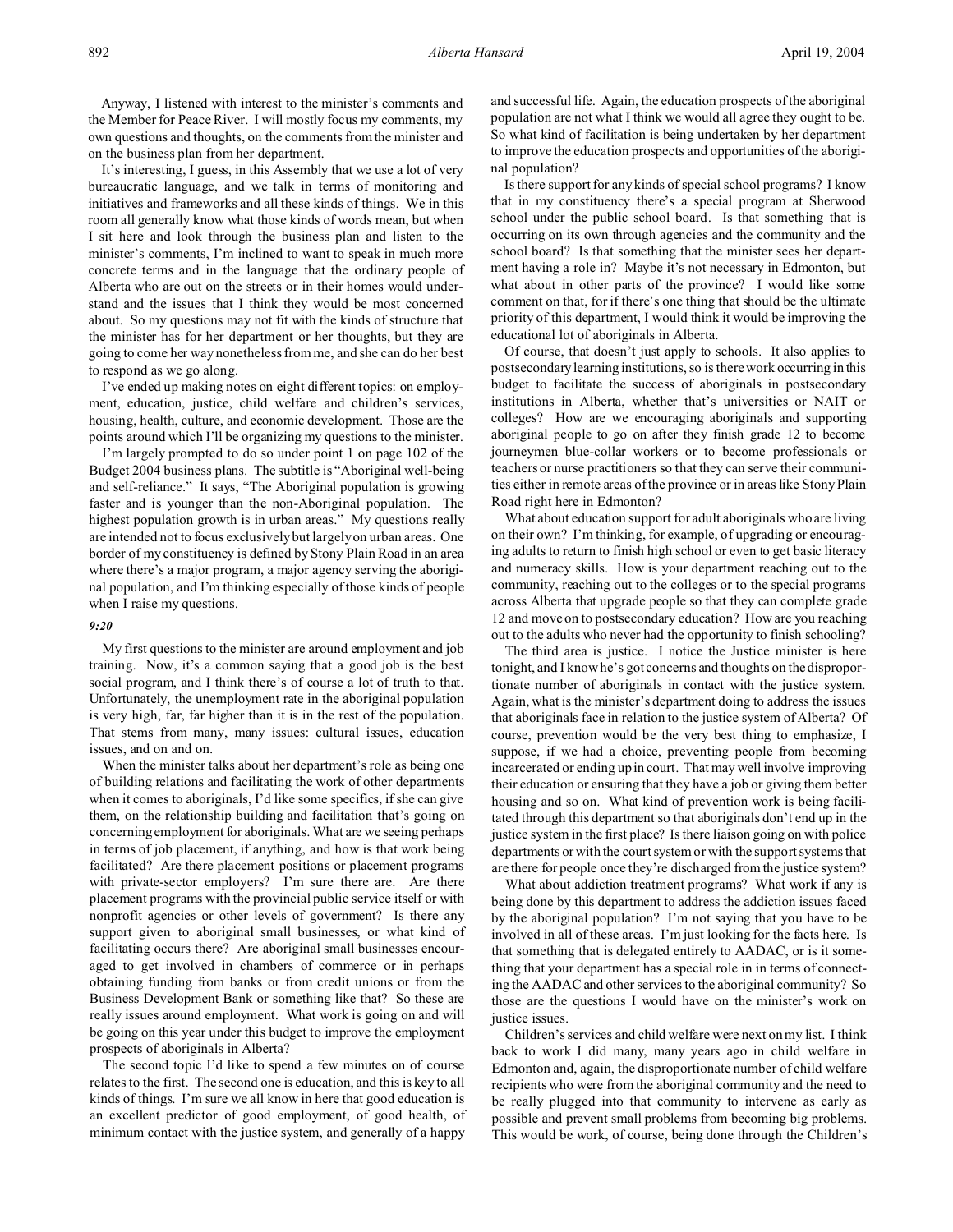Anyway, I listened with interest to the minister's comments and the Member for Peace River. I will mostly focus my comments, my own questions and thoughts, on the comments from the minister and on the business plan from her department.

It's interesting, I guess, in this Assembly that we use a lot of very bureaucratic language, and we talk in terms of monitoring and initiatives and frameworks and all these kinds of things. We in this room all generally know what those kinds of words mean, but when I sit here and look through the business plan and listen to the minister's comments, I'm inclined to want to speak in much more concrete terms and in the language that the ordinary people of Alberta who are out on the streets or in their homes would understand and the issues that I think they would be most concerned about. So my questions may not fit with the kinds of structure that the minister has for her department or her thoughts, but they are going to come her way nonetheless from me, and she can do her best to respond as we go along.

I've ended up making notes on eight different topics: on employment, education, justice, child welfare and children's services, housing, health, culture, and economic development. Those are the points around which I'll be organizing my questions to the minister.

I'm largely prompted to do so under point 1 on page 102 of the Budget 2004 business plans. The subtitle is "Aboriginal well-being and self-reliance." It says, "The Aboriginal population is growing faster and is younger than the non-Aboriginal population. The highest population growth is in urban areas." My questions really are intended not to focus exclusively but largely on urban areas. One border of my constituency is defined by Stony Plain Road in an area where there's a major program, a major agency serving the aboriginal population, and I'm thinking especially of those kinds of people when I raise my questions.

*9:20*

My first questions to the minister are around employment and job training. Now, it's a common saying that a good job is the best social program, and I think there's of course a lot of truth to that. Unfortunately, the unemployment rate in the aboriginal population is very high, far, far higher than it is in the rest of the population. That stems from many, many issues: cultural issues, education issues, and on and on.

When the minister talks about her department's role as being one of building relations and facilitating the work of other departments when it comes to aboriginals, I'd like some specifics, if she can give them, on the relationship building and facilitation that's going on concerning employment for aboriginals. What are we seeing perhaps in terms of job placement, if anything, and how is that work being facilitated? Are there placement positions or placement programs with private-sector employers? I'm sure there are. Are there placement programs with the provincial public service itself or with nonprofit agencies or other levels of government? Is there any support given to aboriginal small businesses, or what kind of facilitating occurs there? Are aboriginal small businesses encouraged to get involved in chambers of commerce or in perhaps obtaining funding from banks or from credit unions or from the Business Development Bank or something like that? So these are really issues around employment. What work is going on and will be going on this year under this budget to improve the employment prospects of aboriginals in Alberta?

The second topic I'd like to spend a few minutes on of course relates to the first. The second one is education, and this is key to all kinds of things. I'm sure we all know in here that good education is an excellent predictor of good employment, of good health, of minimum contact with the justice system, and generally of a happy and successful life. Again, the education prospects of the aboriginal population are not what I think we would all agree they ought to be. So what kind of facilitation is being undertaken by her department to improve the education prospects and opportunities of the aboriginal population?

Is there support for any kinds of special school programs? I know that in my constituency there's a special program at Sherwood school under the public school board. Is that something that is occurring on its own through agencies and the community and the school board? Is that something that the minister sees her department having a role in? Maybe it's not necessary in Edmonton, but what about in other parts of the province? I would like some comment on that, for if there's one thing that should be the ultimate priority of this department, I would think it would be improving the educational lot of aboriginals in Alberta.

Of course, that doesn't just apply to schools. It also applies to postsecondary learning institutions, so is there work occurring in this budget to facilitate the success of aboriginals in postsecondary institutions in Alberta, whether that's universities or NAIT or colleges? How are we encouraging aboriginals and supporting aboriginal people to go on after they finish grade 12 to become journeymen blue-collar workers or to become professionals or teachers or nurse practitioners so that they can serve their communities either in remote areas of the province or in areas like Stony Plain Road right here in Edmonton?

What about education support for adult aboriginals who are living on their own? I'm thinking, for example, of upgrading or encouraging adults to return to finish high school or even to get basic literacy and numeracy skills. How is your department reaching out to the community, reaching out to the colleges or to the special programs across Alberta that upgrade people so that they can complete grade 12 and move on to postsecondary education? How are you reaching out to the adults who never had the opportunity to finish schooling?

The third area is justice. I notice the Justice minister is here tonight, and I know he's got concerns and thoughts on the disproportionate number of aboriginals in contact with the justice system. Again, what is the minister's department doing to address the issues that aboriginals face in relation to the justice system of Alberta? Of course, prevention would be the very best thing to emphasize, I suppose, if we had a choice, preventing people from becoming incarcerated or ending up in court. That may well involve improving their education or ensuring that they have a job or giving them better housing and so on. What kind of prevention work is being facilitated through this department so that aboriginals don't end up in the justice system in the first place? Is there liaison going on with police departments or with the court system or with the support systems that are there for people once they're discharged from the justice system?

What about addiction treatment programs? What work if any is being done by this department to address the addiction issues faced by the aboriginal population? I'm not saying that you have to be involved in all of these areas. I'm just looking for the facts here. Is that something that is delegated entirely to AADAC, or is it something that your department has a special role in in terms of connecting the AADAC and other services to the aboriginal community? So those are the questions I would have on the minister's work on justice issues.

Children's services and child welfare were next on my list. I think back to work I did many, many years ago in child welfare in Edmonton and, again, the disproportionate number of child welfare recipients who were from the aboriginal community and the need to be really plugged into that community to intervene as early as possible and prevent small problems from becoming big problems. This would be work, of course, being done through the Children's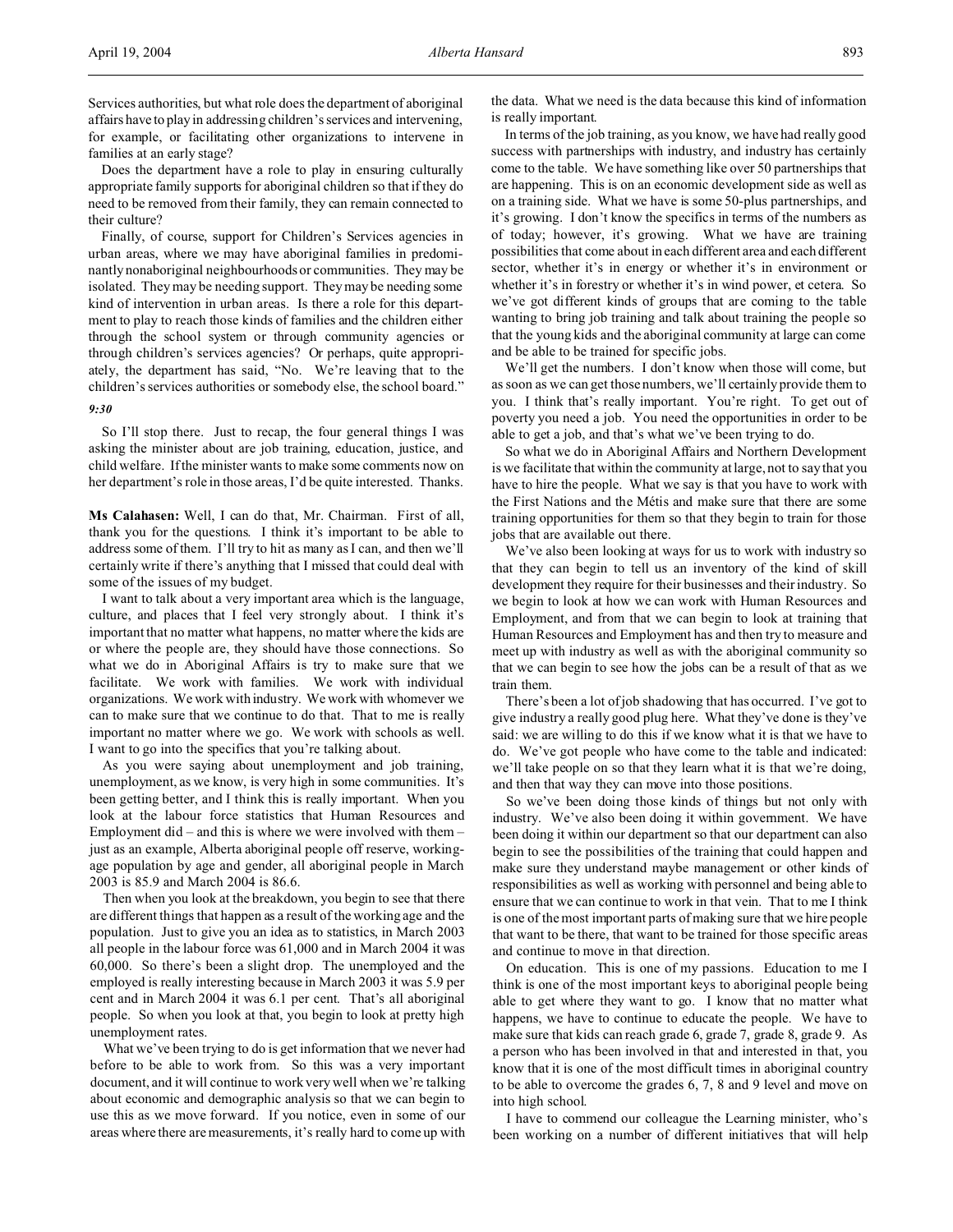Services authorities, but what role does the department of aboriginal affairs have to play in addressing children's services and intervening, for example, or facilitating other organizations to intervene in families at an early stage?

Does the department have a role to play in ensuring culturally appropriate family supports for aboriginal children so that if they do need to be removed from their family, they can remain connected to their culture?

Finally, of course, support for Children's Services agencies in urban areas, where we may have aboriginal families in predominantly nonaboriginal neighbourhoods or communities. They may be isolated. They may be needing support. They may be needing some kind of intervention in urban areas. Is there a role for this department to play to reach those kinds of families and the children either through the school system or through community agencies or through children's services agencies? Or perhaps, quite appropriately, the department has said, "No. We're leaving that to the children's services authorities or somebody else, the school board."

*9:30*

So I'll stop there. Just to recap, the four general things I was asking the minister about are job training, education, justice, and child welfare. If the minister wants to make some comments now on her department's role in those areas, I'd be quite interested. Thanks.

**Ms Calahasen:** Well, I can do that, Mr. Chairman. First of all, thank you for the questions. I think it's important to be able to address some of them. I'll try to hit as many as I can, and then we'll certainly write if there's anything that I missed that could deal with some of the issues of my budget.

I want to talk about a very important area which is the language, culture, and places that I feel very strongly about. I think it's important that no matter what happens, no matter where the kids are or where the people are, they should have those connections. So what we do in Aboriginal Affairs is try to make sure that we facilitate. We work with families. We work with individual organizations. We work with industry. We work with whomever we can to make sure that we continue to do that. That to me is really important no matter where we go. We work with schools as well. I want to go into the specifics that you're talking about.

As you were saying about unemployment and job training, unemployment, as we know, is very high in some communities. It's been getting better, and I think this is really important. When you look at the labour force statistics that Human Resources and Employment did – and this is where we were involved with them – just as an example, Alberta aboriginal people off reserve, working-age population by age and gender, all aboriginal people in March 2003 is 85.9 and March 2004 is 86.6.

Then when you look at the breakdown, you begin to see that there are different things that happen as a result of the working age and the population. Just to give you an idea as to statistics, in March 2003 all people in the labour force was 61,000 and in March 2004 it was 60,000. So there's been a slight drop. The unemployed and the employed is really interesting because in March 2003 it was 5.9 per cent and in March 2004 it was 6.1 per cent. That's all aboriginal people. So when you look at that, you begin to look at pretty high unemployment rates.

What we've been trying to do is get information that we never had before to be able to work from. So this was a very important document, and it will continue to work very well when we're talking about economic and demographic analysis so that we can begin to use this as we move forward. If you notice, even in some of our areas where there are measurements, it's really hard to come up with the data. What we need is the data because this kind of information is really important.

In terms of the job training, as you know, we have had really good success with partnerships with industry, and industry has certainly come to the table. We have something like over 50 partnerships that are happening. This is on an economic development side as well as on a training side. What we have is some 50-plus partnerships, and it's growing. I don't know the specifics in terms of the numbers as of today; however, it's growing. What we have are training possibilities that come about in each different area and each different sector, whether it's in energy or whether it's in environment or whether it's in forestry or whether it's in wind power, et cetera. So we've got different kinds of groups that are coming to the table wanting to bring job training and talk about training the people so that the young kids and the aboriginal community at large can come and be able to be trained for specific jobs.

We'll get the numbers. I don't know when those will come, but as soon as we can get those numbers, we'll certainly provide them to you. I think that's really important. You're right. To get out of poverty you need a job. You need the opportunities in order to be able to get a job, and that's what we've been trying to do.

So what we do in Aboriginal Affairs and Northern Development is we facilitate that within the community at large, not to say that you have to hire the people. What we say is that you have to work with the First Nations and the Métis and make sure that there are some training opportunities for them so that they begin to train for those jobs that are available out there.

We've also been looking at ways for us to work with industry so that they can begin to tell us an inventory of the kind of skill development they require for their businesses and their industry. So we begin to look at how we can work with Human Resources and Employment, and from that we can begin to look at training that Human Resources and Employment has and then try to measure and meet up with industry as well as with the aboriginal community so that we can begin to see how the jobs can be a result of that as we train them.

There's been a lot of job shadowing that has occurred. I've got to give industry a really good plug here. What they've done is they've said: we are willing to do this if we know what it is that we have to do. We've got people who have come to the table and indicated: we'll take people on so that they learn what it is that we're doing, and then that way they can move into those positions.

So we've been doing those kinds of things but not only with industry. We've also been doing it within government. We have been doing it within our department so that our department can also begin to see the possibilities of the training that could happen and make sure they understand maybe management or other kinds of responsibilities as well as working with personnel and being able to ensure that we can continue to work in that vein. That to me I think is one of the most important parts of making sure that we hire people that want to be there, that want to be trained for those specific areas and continue to move in that direction.

On education. This is one of my passions. Education to me I think is one of the most important keys to aboriginal people being able to get where they want to go. I know that no matter what happens, we have to continue to educate the people. We have to make sure that kids can reach grade 6, grade 7, grade 8, grade 9. As a person who has been involved in that and interested in that, you know that it is one of the most difficult times in aboriginal country to be able to overcome the grades 6, 7, 8 and 9 level and move on into high school.

I have to commend our colleague the Learning minister, who's been working on a number of different initiatives that will help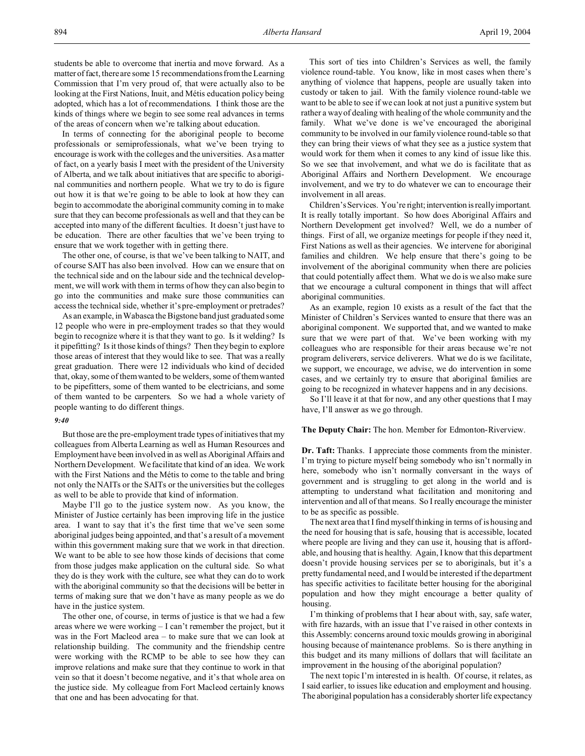students be able to overcome that inertia and move forward. As a matter of fact, there are some 15 recommendations from the Learning Commission that I'm very proud of, that were actually also to be looking at the First Nations, Inuit, and Métis education policy being adopted, which has a lot of recommendations. I think those are the kinds of things where we begin to see some real advances in terms of the areas of concern when we're talking about education.

In terms of connecting for the aboriginal people to become professionals or semiprofessionals, what we've been trying to encourage is work with the colleges and the universities. As a matter of fact, on a yearly basis I meet with the president of the University of Alberta, and we talk about initiatives that are specific to aboriginal communities and northern people. What we try to do is figure out how it is that we're going to be able to look at how they can begin to accommodate the aboriginal community coming in to make sure that they can become professionals as well and that they can be accepted into many of the different faculties. It doesn't just have to be education. There are other faculties that we've been trying to ensure that we work together with in getting there.

The other one, of course, is that we've been talking to NAIT, and of course SAIT has also been involved. How can we ensure that on the technical side and on the labour side and the technical development, we will work with them in terms of how they can also begin to go into the communities and make sure those communities can access the technical side, whether it's pre-employment or pretrades?

As an example, in Wabasca the Bigstone band just graduated some 12 people who were in pre-employment trades so that they would begin to recognize where it is that they want to go. Is it welding? Is it pipefitting? Is it those kinds of things? Then they begin to explore those areas of interest that they would like to see. That was a really great graduation. There were 12 individuals who kind of decided that, okay, some of them wanted to be welders, some of them wanted to be pipefitters, some of them wanted to be electricians, and some of them wanted to be carpenters. So we had a whole variety of people wanting to do different things.

*9:40*

But those are the pre-employment trade types of initiatives that my colleagues from Alberta Learning as well as Human Resources and Employment have been involved in as well as Aboriginal Affairs and Northern Development. We facilitate that kind of an idea. We work with the First Nations and the Métis to come to the table and bring not only the NAITs or the SAITs or the universities but the colleges as well to be able to provide that kind of information.

Maybe I'll go to the justice system now. As you know, the Minister of Justice certainly has been improving life in the justice area. I want to say that it's the first time that we've seen some aboriginal judges being appointed, and that's a result of a movement within this government making sure that we work in that direction. We want to be able to see how those kinds of decisions that come from those judges make application on the cultural side. So what they do is they work with the culture, see what they can do to work with the aboriginal community so that the decisions will be better in terms of making sure that we don't have as many people as we do have in the justice system.

The other one, of course, in terms of justice is that we had a few areas where we were working – I can't remember the project, but it was in the Fort Macleod area – to make sure that we can look at relationship building. The community and the friendship centre were working with the RCMP to be able to see how they can improve relations and make sure that they continue to work in that vein so that it doesn't become negative, and it's that whole area on the justice side. My colleague from Fort Macleod certainly knows that one and has been advocating for that.

This sort of ties into Children's Services as well, the family violence round-table. You know, like in most cases when there's anything of violence that happens, people are usually taken into custody or taken to jail. With the family violence round-table we want to be able to see if we can look at not just a punitive system but rather a way of dealing with healing of the whole community and the family. What we've done is we've encouraged the aboriginal community to be involved in our family violence round-table so that they can bring their views of what they see as a justice system that would work for them when it comes to any kind of issue like this. So we see that involvement, and what we do is facilitate that as Aboriginal Affairs and Northern Development. We encourage involvement, and we try to do whatever we can to encourage their involvement in all areas.

Children's Services. You're right; intervention is really important. It is really totally important. So how does Aboriginal Affairs and Northern Development get involved? Well, we do a number of things. First of all, we organize meetings for people if they need it, First Nations as well as their agencies. We intervene for aboriginal families and children. We help ensure that there's going to be involvement of the aboriginal community when there are policies that could potentially affect them. What we do is we also make sure that we encourage a cultural component in things that will affect aboriginal communities.

As an example, region 10 exists as a result of the fact that the Minister of Children's Services wanted to ensure that there was an aboriginal component. We supported that, and we wanted to make sure that we were part of that. We've been working with my colleagues who are responsible for their areas because we're not program deliverers, service deliverers. What we do is we facilitate, we support, we encourage, we advise, we do intervention in some cases, and we certainly try to ensure that aboriginal families are going to be recognized in whatever happens and in any decisions.

So I'll leave it at that for now, and any other questions that I may have, I'll answer as we go through.

**The Deputy Chair:** The hon. Member for Edmonton-Riverview.

**Dr. Taft:** Thanks. I appreciate those comments from the minister. I'm trying to picture myself being somebody who isn't normally in here, somebody who isn't normally conversant in the ways of government and is struggling to get along in the world and is attempting to understand what facilitation and monitoring and intervention and all of that means. So I really encourage the minister to be as specific as possible.

The next area that I find myself thinking in terms of is housing and the need for housing that is safe, housing that is accessible, located where people are living and they can use it, housing that is affordable, and housing that is healthy. Again, I know that this department doesn't provide housing services per se to aboriginals, but it's a pretty fundamental need, and I would be interested if the department has specific activities to facilitate better housing for the aboriginal population and how they might encourage a better quality of housing.

I'm thinking of problems that I hear about with, say, safe water, with fire hazards, with an issue that I've raised in other contexts in this Assembly: concerns around toxic moulds growing in aboriginal housing because of maintenance problems. So is there anything in this budget and its many millions of dollars that will facilitate an improvement in the housing of the aboriginal population?

The next topic I'm interested in is health. Of course, it relates, as I said earlier, to issues like education and employment and housing. The aboriginal population has a considerably shorter life expectancy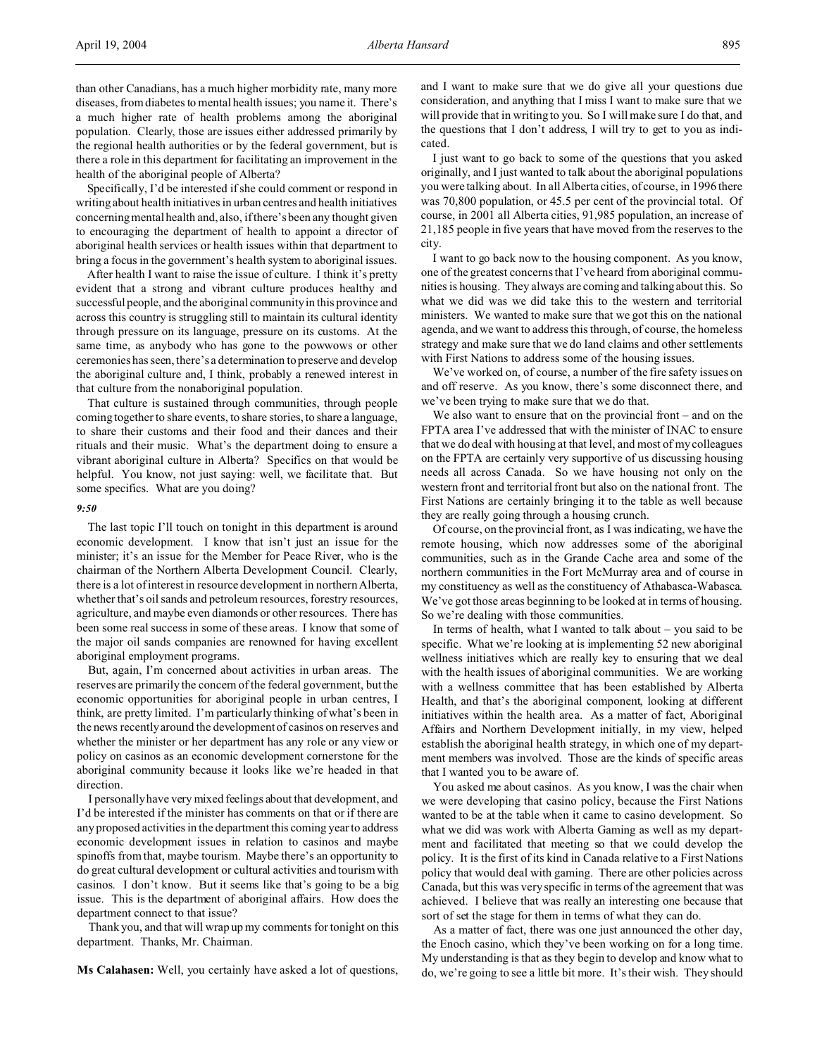than other Canadians, has a much higher morbidity rate, many more diseases, from diabetes to mental health issues; you name it. There's a much higher rate of health problems among the aboriginal population. Clearly, those are issues either addressed primarily by the regional health authorities or by the federal government, but is there a role in this department for facilitating an improvement in the health of the aboriginal people of Alberta?

Specifically, I'd be interested if she could comment or respond in writing about health initiatives in urban centres and health initiatives concerning mental health and, also, if there's been any thought given to encouraging the department of health to appoint a director of aboriginal health services or health issues within that department to bring a focus in the government's health system to aboriginal issues.

After health I want to raise the issue of culture. I think it's pretty evident that a strong and vibrant culture produces healthy and successful people, and the aboriginal community in this province and across this country is struggling still to maintain its cultural identity through pressure on its language, pressure on its customs. At the same time, as anybody who has gone to the powwows or other ceremonies has seen, there's a determination to preserve and develop the aboriginal culture and, I think, probably a renewed interest in that culture from the nonaboriginal population.

That culture is sustained through communities, through people coming together to share events, to share stories, to share a language, to share their customs and their food and their dances and their rituals and their music. What's the department doing to ensure a vibrant aboriginal culture in Alberta? Specifics on that would be helpful. You know, not just saying: well, we facilitate that. But some specifics. What are you doing?

*9:50*

The last topic I'll touch on tonight in this department is around economic development. I know that isn't just an issue for the minister; it's an issue for the Member for Peace River, who is the chairman of the Northern Alberta Development Council. Clearly, there is a lot of interest in resource development in northern Alberta, whether that's oil sands and petroleum resources, forestry resources, agriculture, and maybe even diamonds or other resources. There has been some real success in some of these areas. I know that some of the major oil sands companies are renowned for having excellent aboriginal employment programs.

But, again, I'm concerned about activities in urban areas. The reserves are primarily the concern of the federal government, but the economic opportunities for aboriginal people in urban centres, I think, are pretty limited. I'm particularly thinking of what's been in the news recently around the development of casinos on reserves and whether the minister or her department has any role or any view or policy on casinos as an economic development cornerstone for the aboriginal community because it looks like we're headed in that direction.

I personally have very mixed feelings about that development, and I'd be interested if the minister has comments on that or if there are any proposed activities in the department this coming year to address economic development issues in relation to casinos and maybe spinoffs from that, maybe tourism. Maybe there's an opportunity to do great cultural development or cultural activities and tourism with casinos. I don't know. But it seems like that's going to be a big issue. This is the department of aboriginal affairs. How does the department connect to that issue?

Thank you, and that will wrap up my comments for tonight on this department. Thanks, Mr. Chairman.

**Ms Calahasen:** Well, you certainly have asked a lot of questions, and I want to make sure that we do give all your questions due consideration, and anything that I miss I want to make sure that we will provide that in writing to you. So I will make sure I do that, and the questions that I don't address, I will try to get to you as indicated.

I just want to go back to some of the questions that you asked originally, and I just wanted to talk about the aboriginal populations you were talking about. In all Alberta cities, of course, in 1996 there was 70,800 population, or 45.5 per cent of the provincial total. Of course, in 2001 all Alberta cities, 91,985 population, an increase of 21,185 people in five years that have moved from the reserves to the city.

I want to go back now to the housing component. As you know, one of the greatest concerns that I've heard from aboriginal communities is housing. They always are coming and talking about this. So what we did was we did take this to the western and territorial ministers. We wanted to make sure that we got this on the national agenda, and we want to address this through, of course, the homeless strategy and make sure that we do land claims and other settlements with First Nations to address some of the housing issues.

We've worked on, of course, a number of the fire safety issues on and off reserve. As you know, there's some disconnect there, and we've been trying to make sure that we do that.

We also want to ensure that on the provincial front – and on the FPTA area I've addressed that with the minister of INAC to ensure that we do deal with housing at that level, and most of my colleagues on the FPTA are certainly very supportive of us discussing housing needs all across Canada. So we have housing not only on the western front and territorial front but also on the national front. The First Nations are certainly bringing it to the table as well because they are really going through a housing crunch.

Of course, on the provincial front, as I was indicating, we have the remote housing, which now addresses some of the aboriginal communities, such as in the Grande Cache area and some of the northern communities in the Fort McMurray area and of course in my constituency as well as the constituency of Athabasca-Wabasca. We've got those areas beginning to be looked at in terms of housing. So we're dealing with those communities.

In terms of health, what I wanted to talk about – you said to be specific. What we're looking at is implementing 52 new aboriginal wellness initiatives which are really key to ensuring that we deal with the health issues of aboriginal communities. We are working with a wellness committee that has been established by Alberta Health, and that's the aboriginal component, looking at different initiatives within the health area. As a matter of fact, Aboriginal Affairs and Northern Development initially, in my view, helped establish the aboriginal health strategy, in which one of my department members was involved. Those are the kinds of specific areas that I wanted you to be aware of.

You asked me about casinos. As you know, I was the chair when we were developing that casino policy, because the First Nations wanted to be at the table when it came to casino development. So what we did was work with Alberta Gaming as well as my department and facilitated that meeting so that we could develop the policy. It is the first of its kind in Canada relative to a First Nations policy that would deal with gaming. There are other policies across Canada, but this was very specific in terms of the agreement that was achieved. I believe that was really an interesting one because that sort of set the stage for them in terms of what they can do.

As a matter of fact, there was one just announced the other day, the Enoch casino, which they've been working on for a long time. My understanding is that as they begin to develop and know what to do, we're going to see a little bit more. It's their wish. They should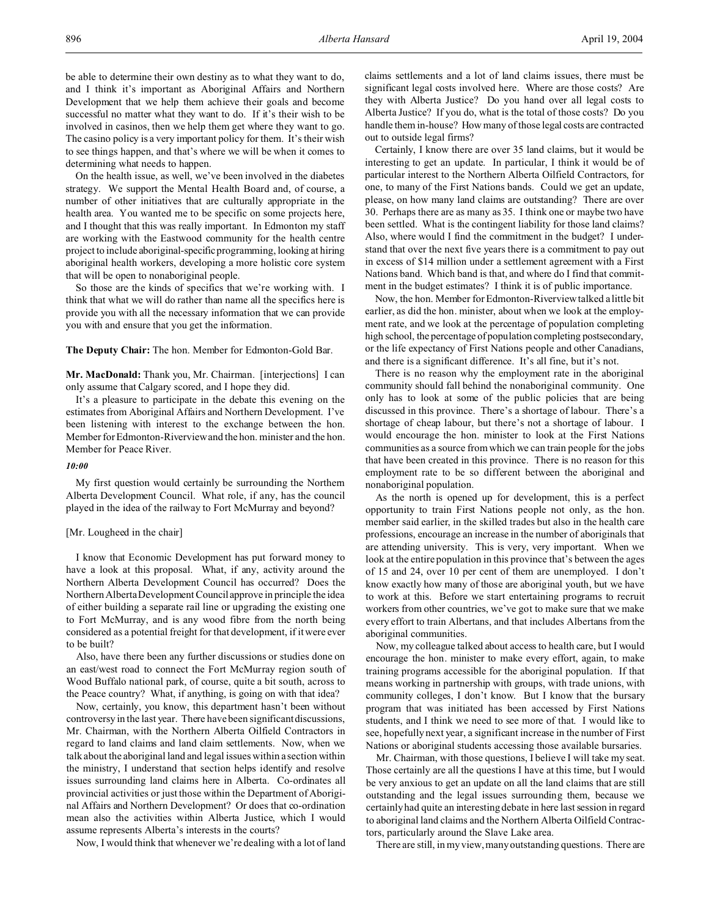be able to determine their own destiny as to what they want to do, and I think it's important as Aboriginal Affairs and Northern Development that we help them achieve their goals and become successful no matter what they want to do. If it's their wish to be involved in casinos, then we help them get where they want to go. The casino policy is a very important policy for them. It's their wish to see things happen, and that's where we will be when it comes to determining what needs to happen.

On the health issue, as well, we've been involved in the diabetes strategy. We support the Mental Health Board and, of course, a number of other initiatives that are culturally appropriate in the health area. You wanted me to be specific on some projects here, and I thought that this was really important. In Edmonton my staff are working with the Eastwood community for the health centre project to include aboriginal-specific programming, looking at hiring aboriginal health workers, developing a more holistic core system that will be open to nonaboriginal people.

So those are the kinds of specifics that we're working with. I think that what we will do rather than name all the specifics here is provide you with all the necessary information that we can provide you with and ensure that you get the information.

**The Deputy Chair:** The hon. Member for Edmonton-Gold Bar.

**Mr. MacDonald:** Thank you, Mr. Chairman. [interjections] I can only assume that Calgary scored, and I hope they did.

It's a pleasure to participate in the debate this evening on the estimates from Aboriginal Affairs and Northern Development. I've been listening with interest to the exchange between the hon. Member for Edmonton-Riverview and the hon. minister and the hon. Member for Peace River.

*10:00*

My first question would certainly be surrounding the Northern Alberta Development Council. What role, if any, has the council played in the idea of the railway to Fort McMurray and beyond?

[Mr. Lougheed in the chair]

I know that Economic Development has put forward money to have a look at this proposal. What, if any, activity around the Northern Alberta Development Council has occurred? Does the Northern Alberta Development Council approve in principle the idea of either building a separate rail line or upgrading the existing one to Fort McMurray, and is any wood fibre from the north being considered as a potential freight for that development, if it were ever to be built?

Also, have there been any further discussions or studies done on an east/west road to connect the Fort McMurray region south of Wood Buffalo national park, of course, quite a bit south, across to the Peace country? What, if anything, is going on with that idea?

Now, certainly, you know, this department hasn't been without controversy in the last year. There have been significant discussions, Mr. Chairman, with the Northern Alberta Oilfield Contractors in regard to land claims and land claim settlements. Now, when we talk about the aboriginal land and legal issues within a section within the ministry, I understand that section helps identify and resolve issues surrounding land claims here in Alberta. Co-ordinates all provincial activities or just those within the Department of Aboriginal Affairs and Northern Development? Or does that co-ordination mean also the activities within Alberta Justice, which I would assume represents Alberta's interests in the courts?

Now, I would think that whenever we're dealing with a lot of land claims settlements and a lot of land claims issues, there must be significant legal costs involved here. Where are those costs? Are they with Alberta Justice? Do you hand over all legal costs to Alberta Justice? If you do, what is the total of those costs? Do you handle them in-house? How many of those legal costs are contracted out to outside legal firms?

Certainly, I know there are over 35 land claims, but it would be interesting to get an update. In particular, I think it would be of particular interest to the Northern Alberta Oilfield Contractors, for one, to many of the First Nations bands. Could we get an update, please, on how many land claims are outstanding? There are over 30. Perhaps there are as many as 35. I think one or maybe two have been settled. What is the contingent liability for those land claims? Also, where would I find the commitment in the budget? I understand that over the next five years there is a commitment to pay out in excess of $14 million under a settlement agreement with a First Nations band. Which band is that, and where do I find that commitment in the budget estimates? I think it is of public importance.

Now, the hon. Member for Edmonton-Riverview talked a little bit earlier, as did the hon. minister, about when we look at the employment rate, and we look at the percentage of population completing high school, the percentage of population completing postsecondary, or the life expectancy of First Nations people and other Canadians, and there is a significant difference. It's all fine, but it's not.

There is no reason why the employment rate in the aboriginal community should fall behind the nonaboriginal community. One only has to look at some of the public policies that are being discussed in this province. There's a shortage of labour. There's a shortage of cheap labour, but there's not a shortage of labour. I would encourage the hon. minister to look at the First Nations communities as a source from which we can train people for the jobs that have been created in this province. There is no reason for this employment rate to be so different between the aboriginal and nonaboriginal population.

As the north is opened up for development, this is a perfect opportunity to train First Nations people not only, as the hon. member said earlier, in the skilled trades but also in the health care professions, encourage an increase in the number of aboriginals that are attending university. This is very, very important. When we look at the entire population in this province that's between the ages of 15 and 24, over 10 per cent of them are unemployed. I don't know exactly how many of those are aboriginal youth, but we have to work at this. Before we start entertaining programs to recruit workers from other countries, we've got to make sure that we make every effort to train Albertans, and that includes Albertans from the aboriginal communities.

Now, my colleague talked about access to health care, but I would encourage the hon. minister to make every effort, again, to make training programs accessible for the aboriginal population. If that means working in partnership with groups, with trade unions, with community colleges, I don't know. But I know that the bursary program that was initiated has been accessed by First Nations students, and I think we need to see more of that. I would like to see, hopefully next year, a significant increase in the number of First Nations or aboriginal students accessing those available bursaries.

Mr. Chairman, with those questions, I believe I will take my seat. Those certainly are all the questions I have at this time, but I would be very anxious to get an update on all the land claims that are still outstanding and the legal issues surrounding them, because we certainly had quite an interesting debate in here last session in regard to aboriginal land claims and the Northern Alberta Oilfield Contractors, particularly around the Slave Lake area.

There are still, in my view, many outstanding questions. There are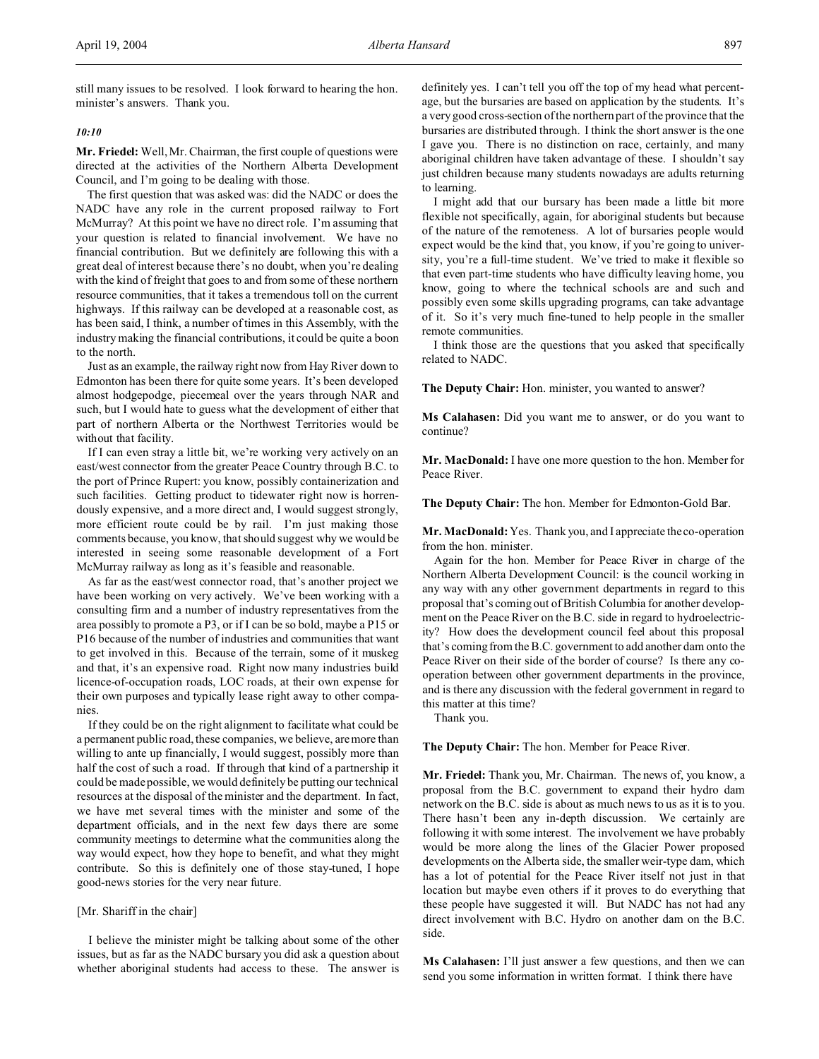still many issues to be resolved. I look forward to hearing the hon. minister's answers. Thank you.

*10:10*

**Mr. Friedel:** Well, Mr. Chairman, the first couple of questions were directed at the activities of the Northern Alberta Development Council, and I'm going to be dealing with those.

The first question that was asked was: did the NADC or does the NADC have any role in the current proposed railway to Fort McMurray? At this point we have no direct role. I'm assuming that your question is related to financial involvement. We have no financial contribution. But we definitely are following this with a great deal of interest because there's no doubt, when you're dealing with the kind of freight that goes to and from some of these northern resource communities, that it takes a tremendous toll on the current highways. If this railway can be developed at a reasonable cost, as has been said, I think, a number of times in this Assembly, with the industry making the financial contributions, it could be quite a boon to the north.

Just as an example, the railway right now from Hay River down to Edmonton has been there for quite some years. It's been developed almost hodgepodge, piecemeal over the years through NAR and such, but I would hate to guess what the development of either that part of northern Alberta or the Northwest Territories would be without that facility.

If I can even stray a little bit, we're working very actively on an east/west connector from the greater Peace Country through B.C. to the port of Prince Rupert: you know, possibly containerization and such facilities. Getting product to tidewater right now is horrendously expensive, and a more direct and, I would suggest strongly, more efficient route could be by rail. I'm just making those comments because, you know, that should suggest why we would be interested in seeing some reasonable development of a Fort McMurray railway as long as it's feasible and reasonable.

As far as the east/west connector road, that's another project we have been working on very actively. We've been working with a consulting firm and a number of industry representatives from the area possibly to promote a P3, or if I can be so bold, maybe a P15 or P16 because of the number of industries and communities that want to get involved in this. Because of the terrain, some of it muskeg and that, it's an expensive road. Right now many industries build licence-of-occupation roads, LOC roads, at their own expense for their own purposes and typically lease right away to other companies.

If they could be on the right alignment to facilitate what could be a permanent public road, these companies, we believe, are more than willing to ante up financially, I would suggest, possibly more than half the cost of such a road. If through that kind of a partnership it could be made possible, we would definitely be putting our technical resources at the disposal of the minister and the department. In fact, we have met several times with the minister and some of the department officials, and in the next few days there are some community meetings to determine what the communities along the way would expect, how they hope to benefit, and what they might contribute. So this is definitely one of those stay-tuned, I hope good-news stories for the very near future.

[Mr. Shariff in the chair]

I believe the minister might be talking about some of the other issues, but as far as the NADC bursary you did ask a question about whether aboriginal students had access to these. The answer is definitely yes. I can't tell you off the top of my head what percentage, but the bursaries are based on application by the students. It's a very good cross-section of the northern part of the province that the bursaries are distributed through. I think the short answer is the one I gave you. There is no distinction on race, certainly, and many aboriginal children have taken advantage of these. I shouldn't say just children because many students nowadays are adults returning to learning.

I might add that our bursary has been made a little bit more flexible not specifically, again, for aboriginal students but because of the nature of the remoteness. A lot of bursaries people would expect would be the kind that, you know, if you're going to university, you're a full-time student. We've tried to make it flexible so that even part-time students who have difficulty leaving home, you know, going to where the technical schools are and such and possibly even some skills upgrading programs, can take advantage of it. So it's very much fine-tuned to help people in the smaller remote communities.

I think those are the questions that you asked that specifically related to NADC.

**The Deputy Chair:** Hon. minister, you wanted to answer?

**Ms Calahasen:** Did you want me to answer, or do you want to continue?

**Mr. MacDonald:** I have one more question to the hon. Member for Peace River.

**The Deputy Chair:** The hon. Member for Edmonton-Gold Bar.

**Mr. MacDonald:** Yes. Thank you, and I appreciate the co-operation from the hon. minister.

Again for the hon. Member for Peace River in charge of the Northern Alberta Development Council: is the council working in any way with any other government departments in regard to this proposal that's coming out of British Columbia for another development on the Peace River on the B.C. side in regard to hydroelectricity? How does the development council feel about this proposal that's coming from the B.C. government to add another dam onto the Peace River on their side of the border of course? Is there any co-operation between other government departments in the province, and is there any discussion with the federal government in regard to this matter at this time?

Thank you.

**The Deputy Chair:** The hon. Member for Peace River.

**Mr. Friedel:** Thank you, Mr. Chairman. The news of, you know, a proposal from the B.C. government to expand their hydro dam network on the B.C. side is about as much news to us as it is to you. There hasn't been any in-depth discussion. We certainly are following it with some interest. The involvement we have probably would be more along the lines of the Glacier Power proposed developments on the Alberta side, the smaller weir-type dam, which has a lot of potential for the Peace River itself not just in that location but maybe even others if it proves to do everything that these people have suggested it will. But NADC has not had any direct involvement with B.C. Hydro on another dam on the B.C. side.

**Ms Calahasen:** I'll just answer a few questions, and then we can send you some information in written format. I think there have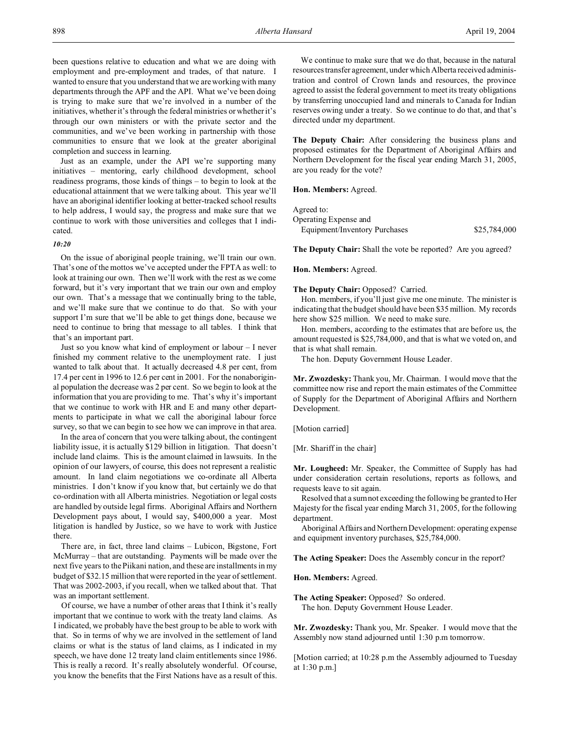been questions relative to education and what we are doing with employment and pre-employment and trades, of that nature. I wanted to ensure that you understand that we are working with many departments through the APF and the API. What we've been doing is trying to make sure that we're involved in a number of the initiatives, whether it's through the federal ministries or whether it's through our own ministers or with the private sector and the communities, and we've been working in partnership with those communities to ensure that we look at the greater aboriginal completion and success in learning.

Just as an example, under the API we're supporting many initiatives – mentoring, early childhood development, school readiness programs, those kinds of things – to begin to look at the educational attainment that we were talking about. This year we'll have an aboriginal identifier looking at better-tracked school results to help address, I would say, the progress and make sure that we continue to work with those universities and colleges that I indicated.

*10:20*

On the issue of aboriginal people training, we'll train our own. That's one of the mottos we've accepted under the FPTA as well: to look at training our own. Then we'll work with the rest as we come forward, but it's very important that we train our own and employ our own. That's a message that we continually bring to the table, and we'll make sure that we continue to do that. So with your support I'm sure that we'll be able to get things done, because we need to continue to bring that message to all tables. I think that that's an important part.

Just so you know what kind of employment or labour – I never finished my comment relative to the unemployment rate. I just wanted to talk about that. It actually decreased 4.8 per cent, from 17.4 per cent in 1996 to 12.6 per cent in 2001. For the nonaboriginal population the decrease was 2 per cent. So we begin to look at the information that you are providing to me. That's why it's important that we continue to work with HR and E and many other departments to participate in what we call the aboriginal labour force survey, so that we can begin to see how we can improve in that area.

In the area of concern that you were talking about, the contingent liability issue, it is actually $129 billion in litigation. That doesn't include land claims. This is the amount claimed in lawsuits. In the opinion of our lawyers, of course, this does not represent a realistic amount. In land claim negotiations we co-ordinate all Alberta ministries. I don't know if you know that, but certainly we do that co-ordination with all Alberta ministries. Negotiation or legal costs are handled by outside legal firms. Aboriginal Affairs and Northern Development pays about, I would say, $400,000 a year. Most litigation is handled by Justice, so we have to work with Justice there.

There are, in fact, three land claims – Lubicon, Bigstone, Fort McMurray – that are outstanding. Payments will be made over the next five years to the Piikani nation, and these are installments in my budget of $32.15 million that were reported in the year of settlement. That was 2002-2003, if you recall, when we talked about that. That was an important settlement.

Of course, we have a number of other areas that I think it's really important that we continue to work with the treaty land claims. As I indicated, we probably have the best group to be able to work with that. So in terms of why we are involved in the settlement of land claims or what is the status of land claims, as I indicated in my speech, we have done 12 treaty land claim entitlements since 1986. This is really a record. It's really absolutely wonderful. Of course, you know the benefits that the First Nations have as a result of this.

We continue to make sure that we do that, because in the natural resources transfer agreement, under which Alberta received administration and control of Crown lands and resources, the province agreed to assist the federal government to meet its treaty obligations by transferring unoccupied land and minerals to Canada for Indian reserves owing under a treaty. So we continue to do that, and that's directed under my department.

**The Deputy Chair:** After considering the business plans and proposed estimates for the Department of Aboriginal Affairs and Northern Development for the fiscal year ending March 31, 2005, are you ready for the vote?

**Hon. Members:** Agreed.

Agreed to:
Operating Expense and
Equipment/Inventory Purchases $25,784,000

**The Deputy Chair:** Shall the vote be reported? Are you agreed?

**Hon. Members:** Agreed.

**The Deputy Chair:** Opposed? Carried.

Hon. members, if you'll just give me one minute. The minister is indicating that the budget should have been $35 million. My records here show $25 million. We need to make sure.

Hon. members, according to the estimates that are before us, the amount requested is $25,784,000, and that is what we voted on, and that is what shall remain.

The hon. Deputy Government House Leader.

**Mr. Zwozdesky:** Thank you, Mr. Chairman. I would move that the committee now rise and report the main estimates of the Committee of Supply for the Department of Aboriginal Affairs and Northern Development.

[Motion carried]

[Mr. Shariff in the chair]

**Mr. Lougheed:** Mr. Speaker, the Committee of Supply has had under consideration certain resolutions, reports as follows, and requests leave to sit again.

Resolved that a sum not exceeding the following be granted to Her Majesty for the fiscal year ending March 31, 2005, for the following department.

Aboriginal Affairs and Northern Development: operating expense and equipment inventory purchases, $25,784,000.

**The Acting Speaker:** Does the Assembly concur in the report?

**Hon. Members:** Agreed.

**The Acting Speaker:** Opposed? So ordered.

The hon. Deputy Government House Leader.

**Mr. Zwozdesky:** Thank you, Mr. Speaker. I would move that the Assembly now stand adjourned until 1:30 p.m tomorrow.

[Motion carried; at 10:28 p.m the Assembly adjourned to Tuesday at 1:30 p.m.]